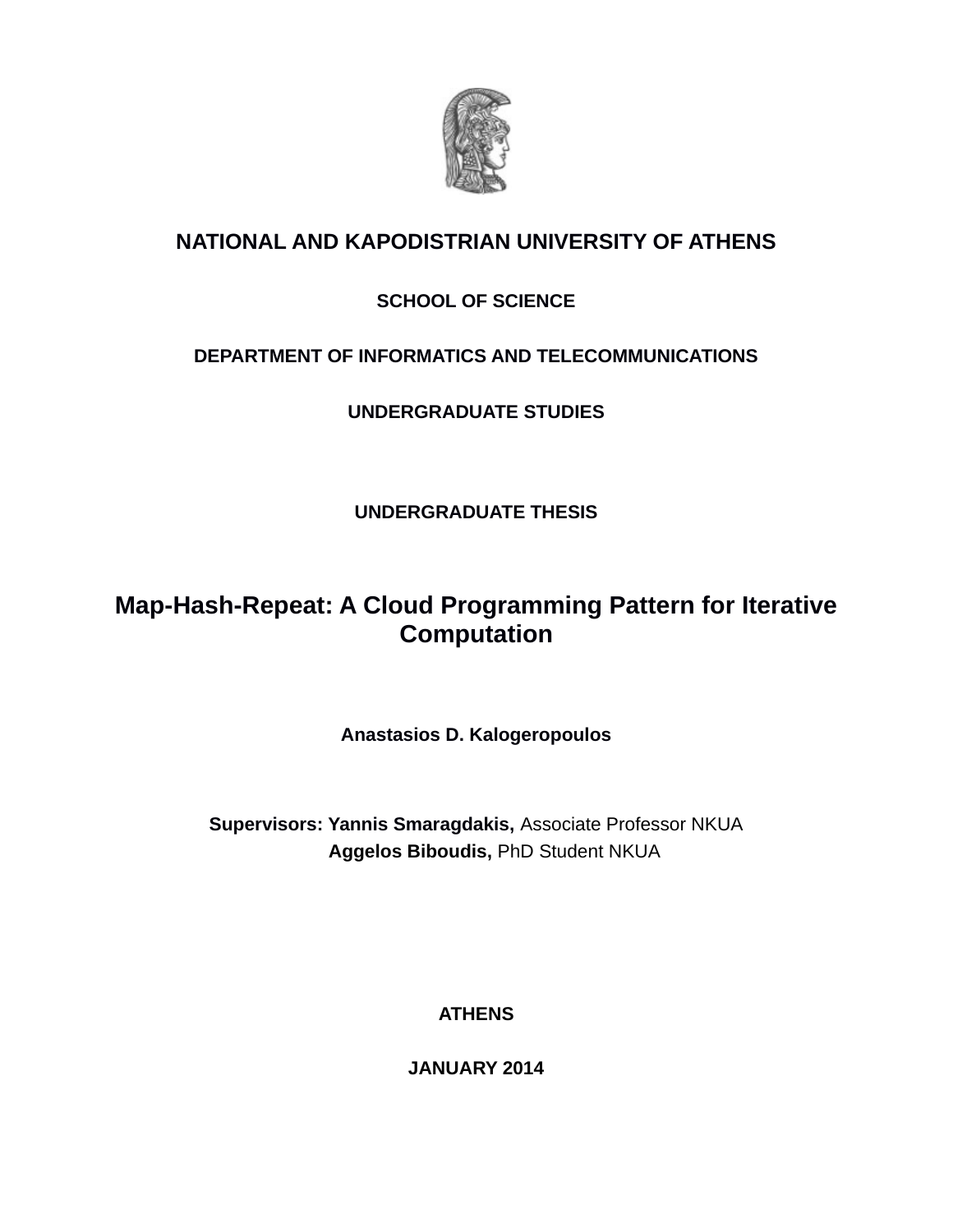**NATIONAL AND KAPODISTRIAN UNIVERSITY OF ATHENS**

**SCHOOL OF SCIENCE**

**DEPARTMENT OF INFORMATICS AND TELECOMMUNICATIONS**

**UNDERGRADUATE STUDIES**

**UNDERGRADUATE THESIS**

# Map-Hash-Repeat: A Cloud Programming Pattern for Iterative Computation

**Anastasios D. Kalogeropoulos**

**Supervisors: Yannis Smaragdakis,** Associate Professor NKUA
**Aggelos Biboudis,** PhD Student NKUA

**ATHENS**

**JANUARY 2014**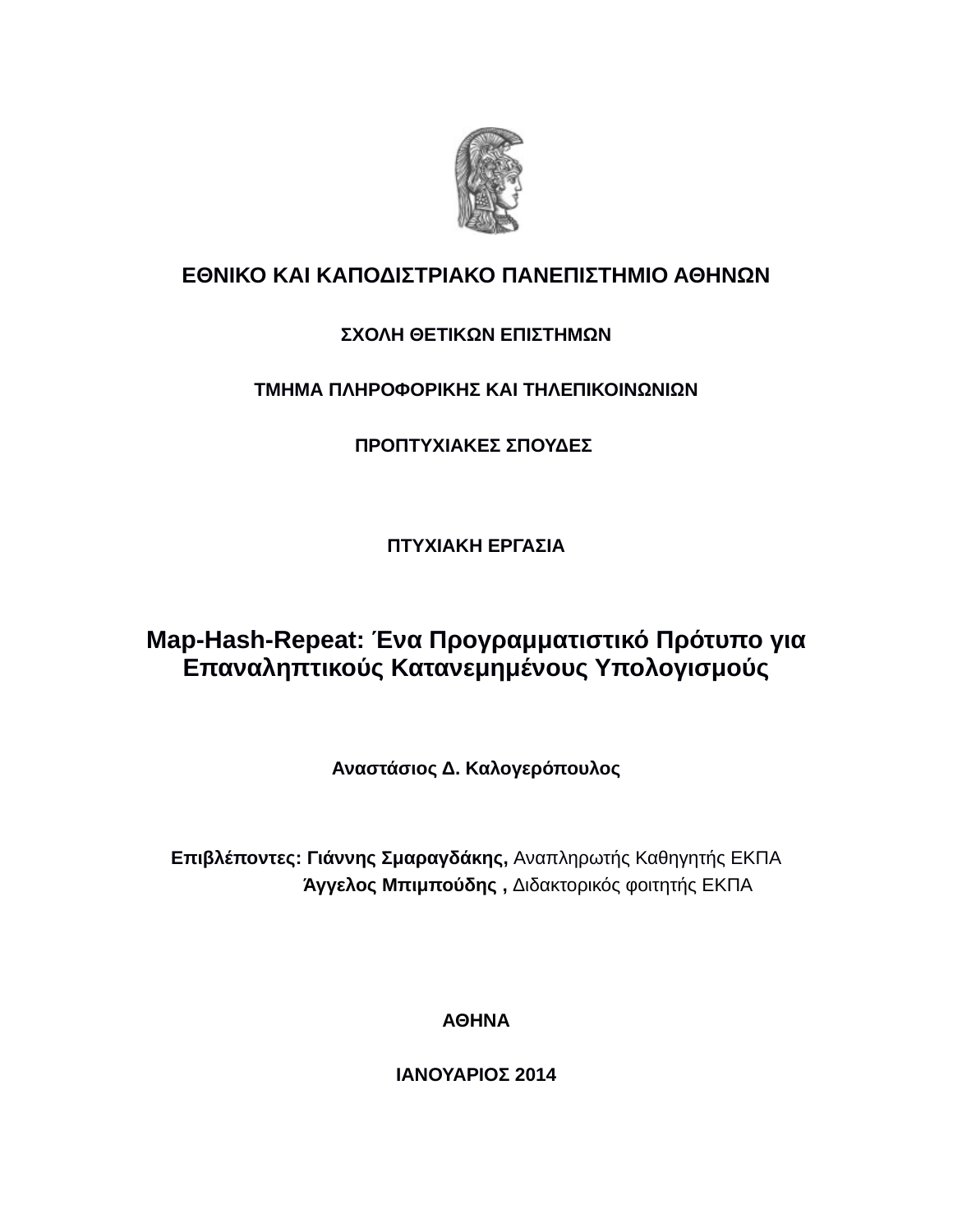**ΕΘΝΙΚΟ ΚΑΙ ΚΑΠΟΔΙΣΤΡΙΑΚΟ ΠΑΝΕΠΙΣΤΗΜΙΟ ΑΘΗΝΩΝ**

**ΣΧΟΛΗ ΘΕΤΙΚΩΝ ΕΠΙΣΤΗΜΩΝ**

**ΤΜΗΜΑ ΠΛΗΡΟΦΟΡΙΚΗΣ ΚΑΙ ΤΗΛΕΠΙΚΟΙΝΩΝΙΩΝ**

**ΠΡΟΠΤΥΧΙΑΚΕΣ ΣΠΟΥΔΕΣ**

**ΠΤΥΧΙΑΚΗ ΕΡΓΑΣΙΑ**

# Map-Hash-Repeat: Ένα Προγραμματιστικό Πρότυπο για Επαναληπτικούς Κατανεμημένους Υπολογισμούς

**Αναστάσιος Δ. Καλογερόπουλος**

**Επιβλέποντες: Γιάννης Σμαραγδάκης,** Αναπληρωτής Καθηγητής ΕΚΠΑ
**Άγγελος Μπιμπούδης ,** Διδακτορικός φοιτητής ΕΚΠΑ

**ΑΘΗΝΑ**

**ΙΑΝΟΥΑΡΙΟΣ 2014**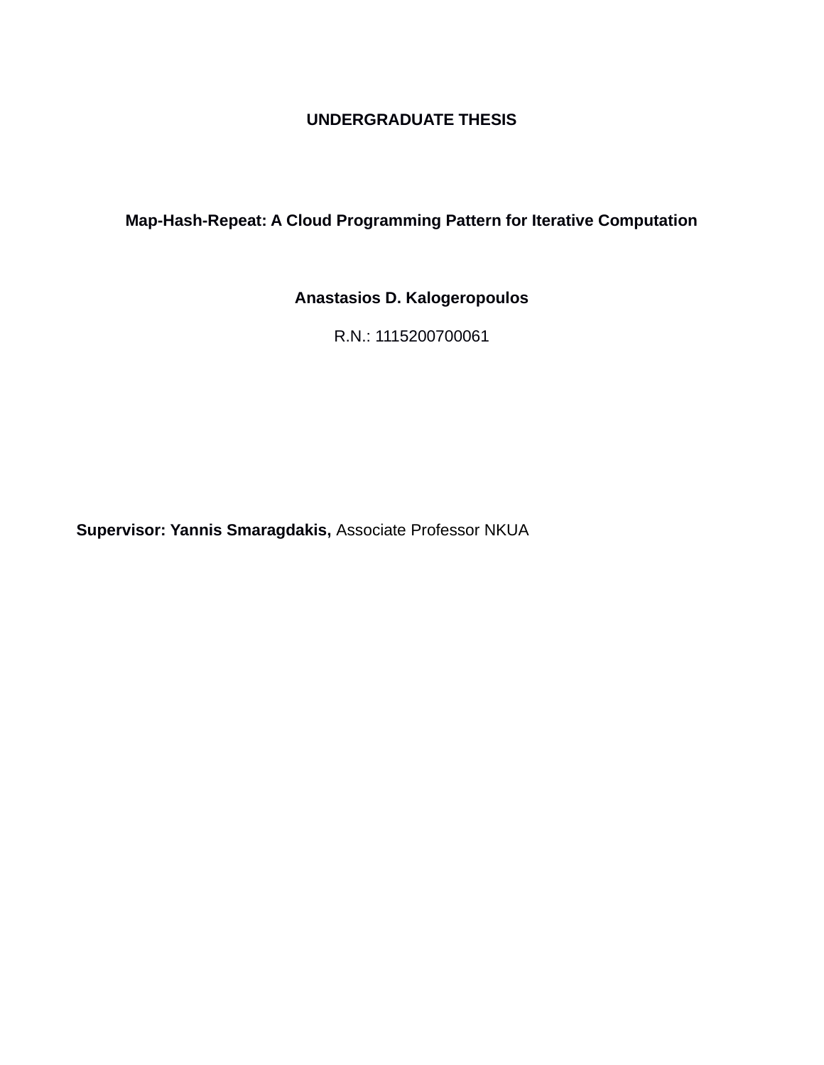**UNDERGRADUATE THESIS**

**Map-Hash-Repeat: A Cloud Programming Pattern for Iterative Computation**

**Anastasios D. Kalogeropoulos**

R.N.: 1115200700061

**Supervisor: Yannis Smaragdakis,** Associate Professor NKUA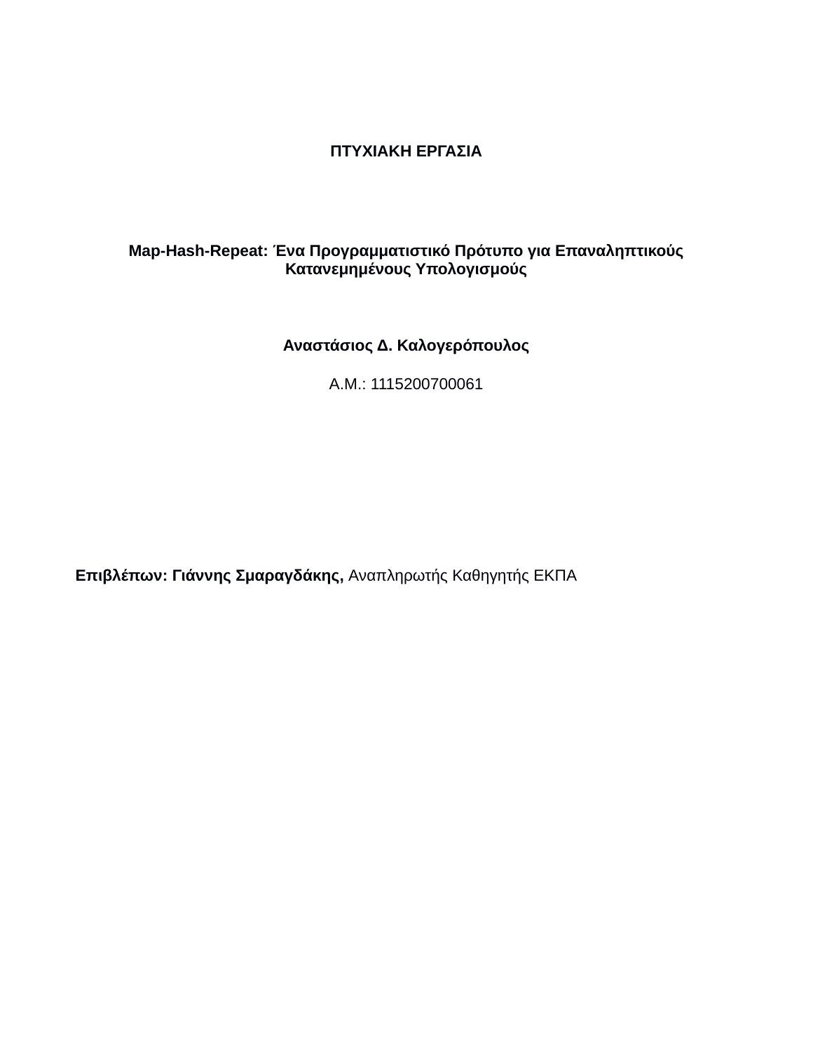**ΠΤΥΧΙΑΚΗ ΕΡΓΑΣΙΑ**

**Map-Hash-Repeat: Ένα Προγραμματιστικό Πρότυπο για Επαναληπτικούς Κατανεμημένους Υπολογισμούς**

**Αναστάσιος Δ. Καλογερόπουλος**

Α.Μ.: 1115200700061

**Επιβλέπων: Γιάννης Σμαραγδάκης,** Αναπληρωτής Καθηγητής ΕΚΠΑ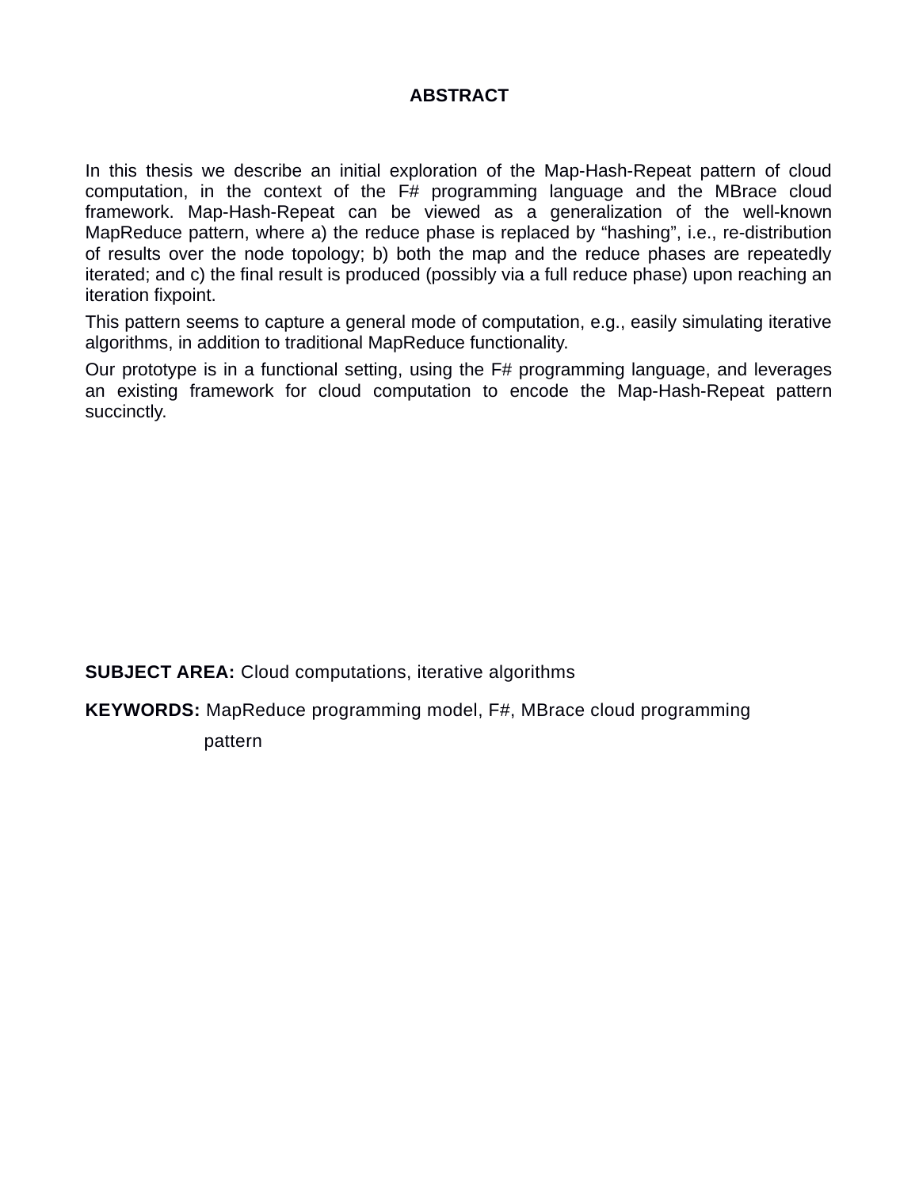# ABSTRACT

In this thesis we describe an initial exploration of the Map-Hash-Repeat pattern of cloud computation, in the context of the F# programming language and the MBrace cloud framework. Map-Hash-Repeat can be viewed as a generalization of the well-known MapReduce pattern, where a) the reduce phase is replaced by “hashing”, i.e., re-distribution of results over the node topology; b) both the map and the reduce phases are repeatedly iterated; and c) the final result is produced (possibly via a full reduce phase) upon reaching an iteration fixpoint.

This pattern seems to capture a general mode of computation, e.g., easily simulating iterative algorithms, in addition to traditional MapReduce functionality.

Our prototype is in a functional setting, using the F# programming language, and leverages an existing framework for cloud computation to encode the Map-Hash-Repeat pattern succinctly.

**SUBJECT AREA:** Cloud computations, iterative algorithms

**KEYWORDS:** MapReduce programming model, F#, MBrace cloud programming pattern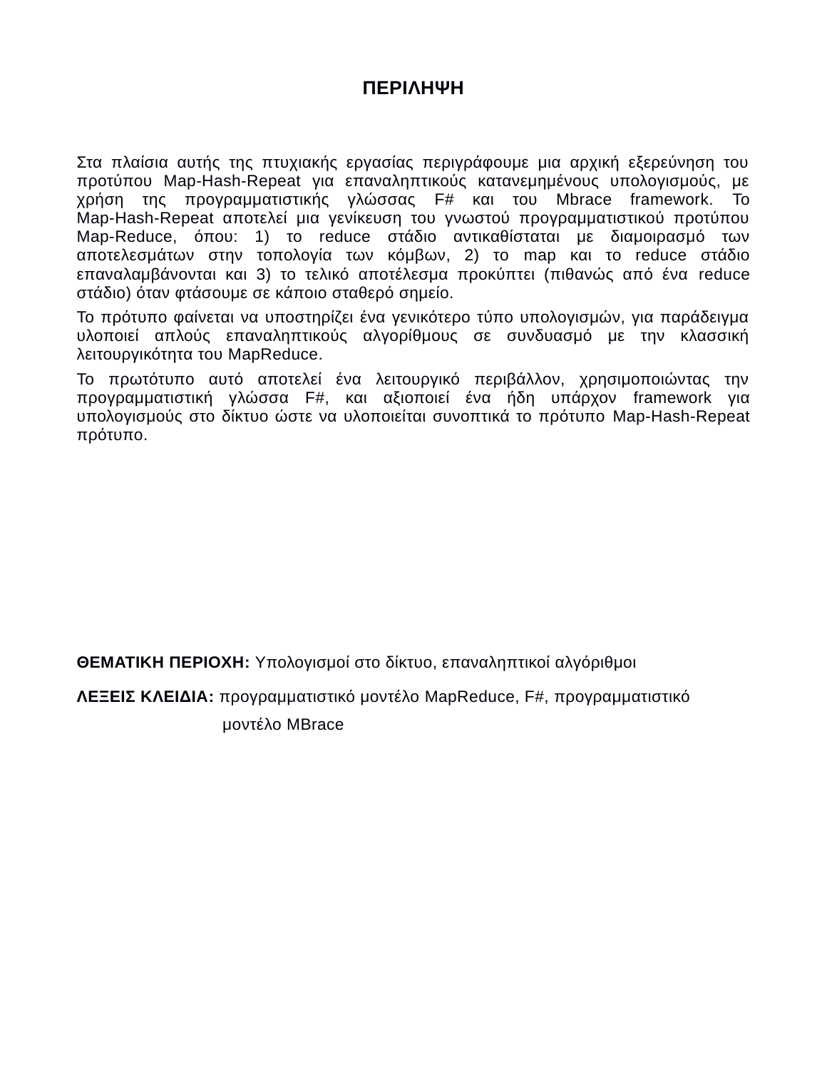# ΠΕΡΙΛΗΨΗ

Στα πλαίσια αυτής της πτυχιακής εργασίας περιγράφουμε μια αρχική εξερεύνηση του προτύπου Map-Hash-Repeat για επαναληπτικούς κατανεμημένους υπολογισμούς, με χρήση της προγραμματιστικής γλώσσας F# και του Mbrace framework. Το Map-Hash-Repeat αποτελεί μια γενίκευση του γνωστού προγραμματιστικού προτύπου Map-Reduce, όπου: 1) το reduce στάδιο αντικαθίσταται με διαμοιρασμό των αποτελεσμάτων στην τοπολογία των κόμβων, 2) το map και το reduce στάδιο επαναλαμβάνονται και 3) το τελικό αποτέλεσμα προκύπτει (πιθανώς από ένα reduce στάδιο) όταν φτάσουμε σε κάποιο σταθερό σημείο.

Το πρότυπο φαίνεται να υποστηρίζει ένα γενικότερο τύπο υπολογισμών, για παράδειγμα υλοποιεί απλούς επαναληπτικούς αλγορίθμους σε συνδυασμό με την κλασσική λειτουργικότητα του MapReduce.

Το πρωτότυπο αυτό αποτελεί ένα λειτουργικό περιβάλλον, χρησιμοποιώντας την προγραμματιστική γλώσσα F#, και αξιοποιεί ένα ήδη υπάρχον framework για υπολογισμούς στο δίκτυο ώστε να υλοποιείται συνοπτικά το πρότυπο Map-Hash-Repeat πρότυπο.

**ΘΕΜΑΤΙΚΗ ΠΕΡΙΟΧΗ:** Υπολογισμοί στο δίκτυο, επαναληπτικοί αλγόριθμοι

**ΛΕΞΕΙΣ ΚΛΕΙΔΙΑ:** προγραμματιστικό μοντέλο MapReduce, F#, προγραμματιστικό μοντέλο MBrace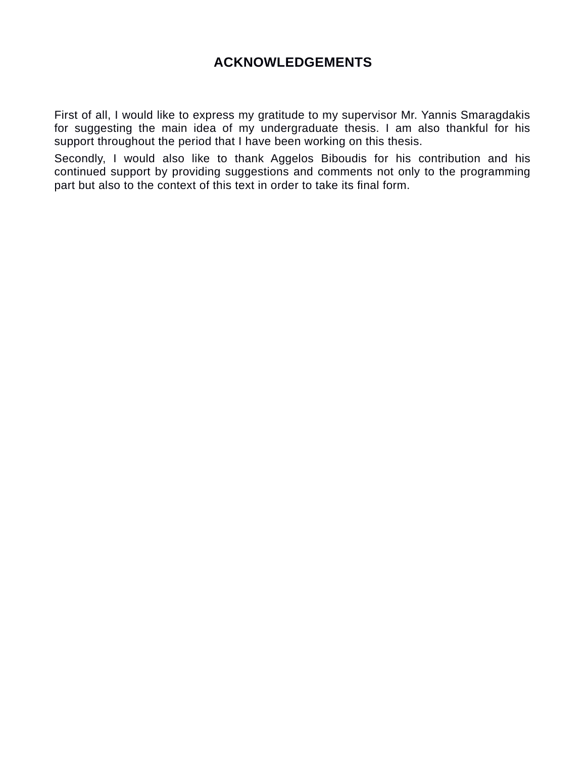# ACKNOWLEDGEMENTS

First of all, I would like to express my gratitude to my supervisor Mr. Yannis Smaragdakis for suggesting the main idea of my undergraduate thesis. I am also thankful for his support throughout the period that I have been working on this thesis.

Secondly, I would also like to thank Aggelos Biboudis for his contribution and his continued support by providing suggestions and comments not only to the programming part but also to the context of this text in order to take its final form.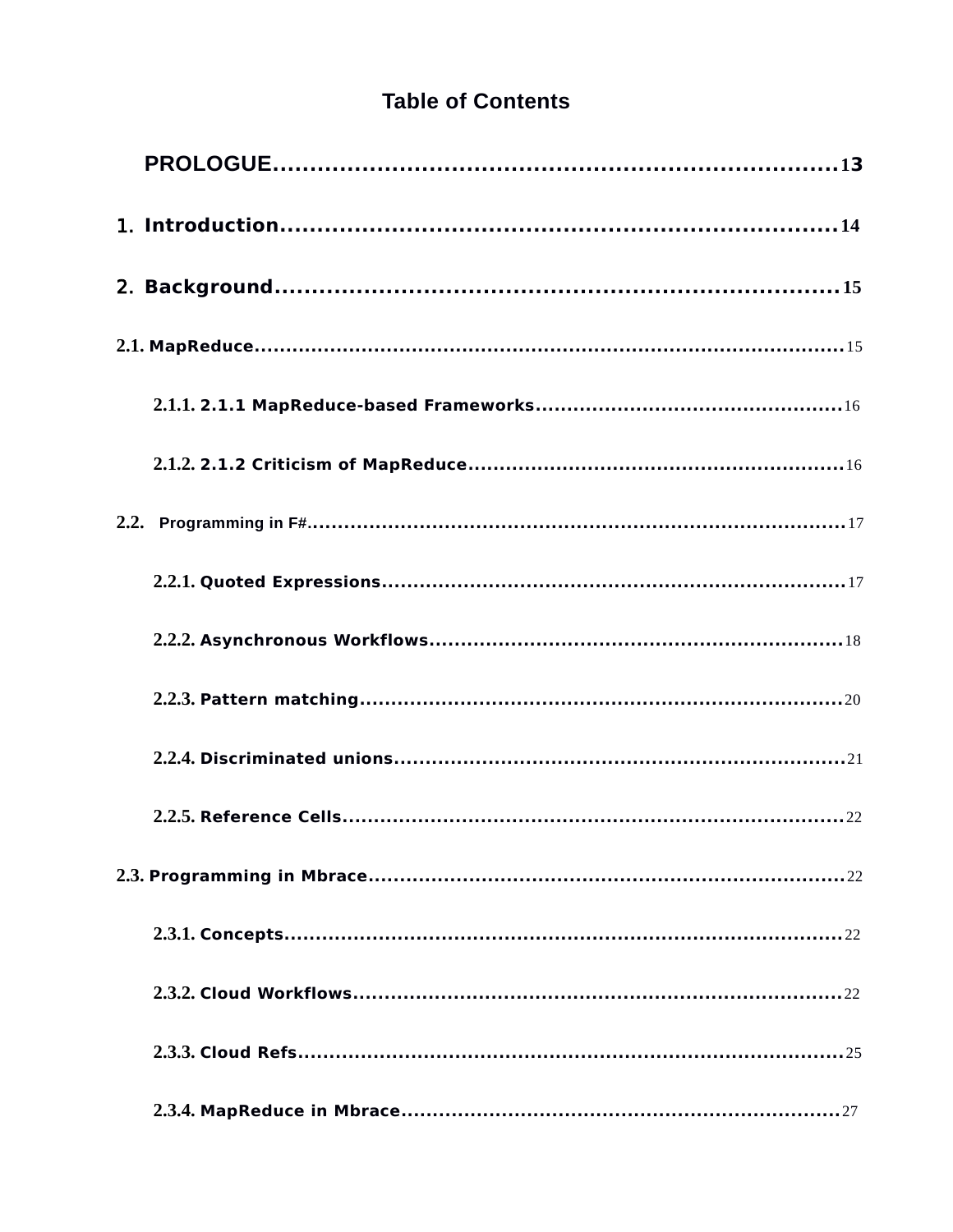# Table of Contents

PROLOGUE....................................................................13

1. Introduction..............................................................14

2. Background..............................................................15

2.1. MapReduce..............................................................15

2.1.1. 2.1.1 MapReduce-based Frameworks..............................................16

2.1.2. 2.1.2 Criticism of MapReduce..............................................16

2.2. Programming in F#..............................................................17

2.2.1. Quoted Expressions..............................................................17

2.2.2. Asynchronous Workflows..............................................................18

2.2.3. Pattern matching..............................................................20

2.2.4. Discriminated unions..............................................................21

2.2.5. Reference Cells..............................................................22

2.3. Programming in Mbrace..............................................................22

2.3.1. Concepts..............................................................22

2.3.2. Cloud Workflows..............................................................22

2.3.3. Cloud Refs..............................................................25

2.3.4. MapReduce in Mbrace..............................................................27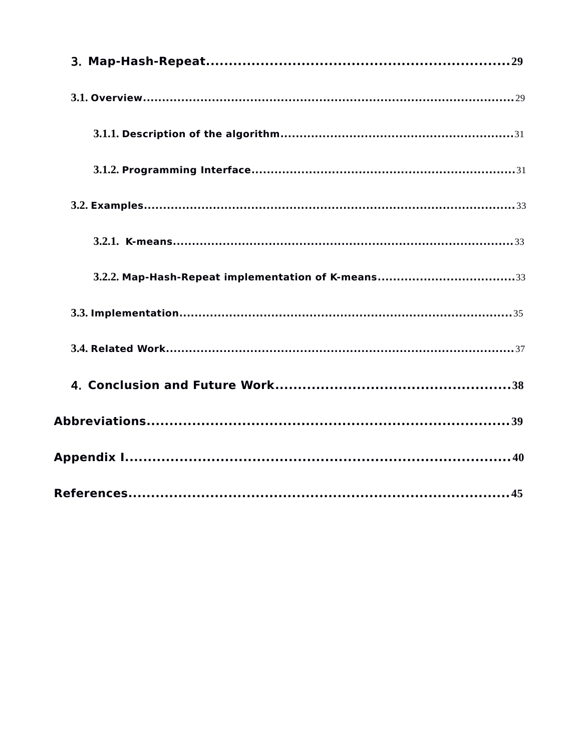**3. Map-Hash-Repeat....................................................................29**

3.1. Overview....................................................................................................29

3.1.1. Description of the algorithm.............................................................31

3.1.2. Programming Interface.....................................................................31

3.2. Examples....................................................................................................33

3.2.1. K-means..............................................................................................33

3.2.2. Map-Hash-Repeat implementation of K-means...................................33

3.3. Implementation..........................................................................................35

3.4. Related Work..............................................................................................37

**4. Conclusion and Future Work.....................................................38**

**Abbreviations...........................................................................................39**

**Appendix I................................................................................................40**

**References.................................................................................................45**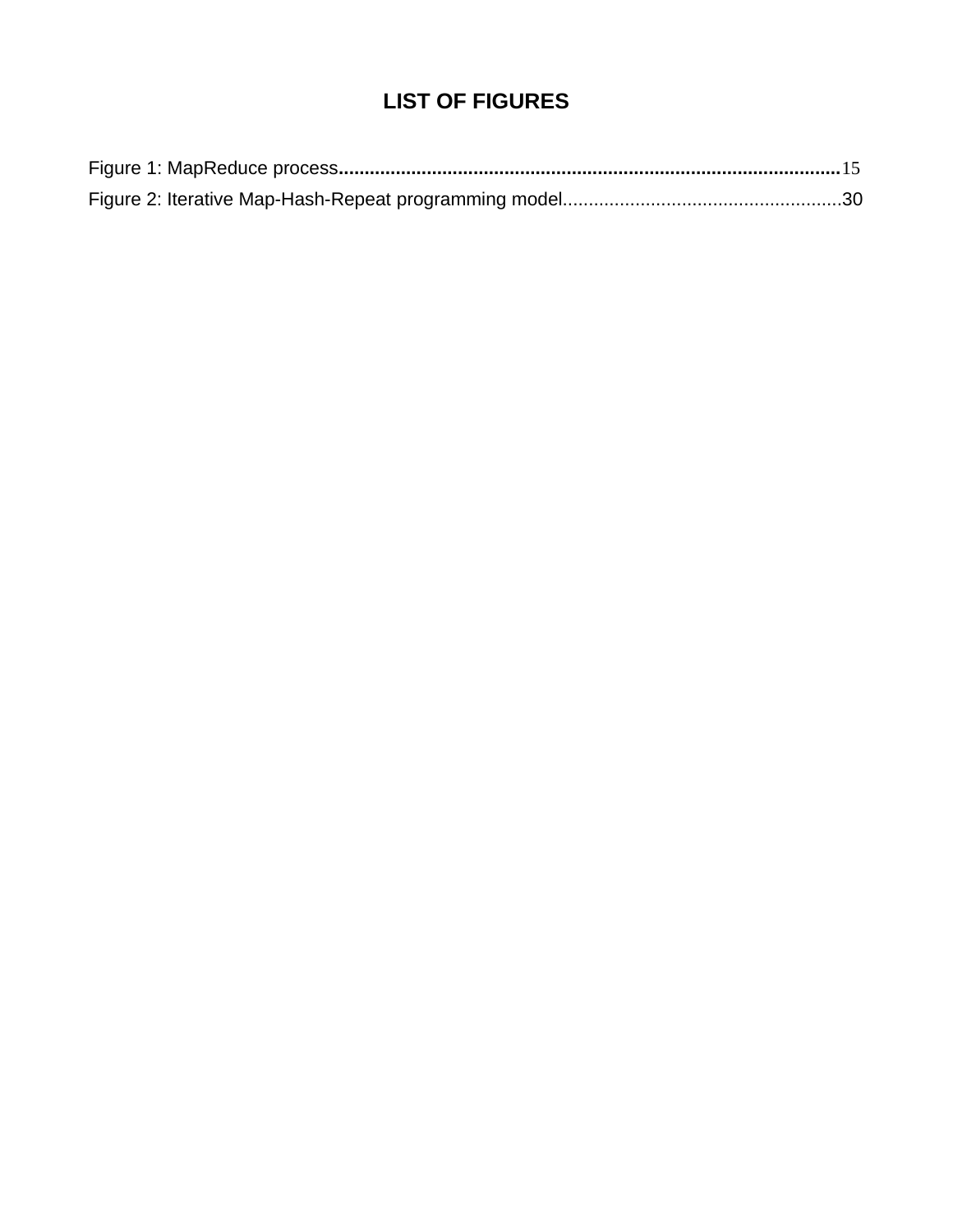# LIST OF FIGURES

Figure 1: MapReduce process..................................................................................................15

Figure 2: Iterative Map-Hash-Repeat programming model.....................................................30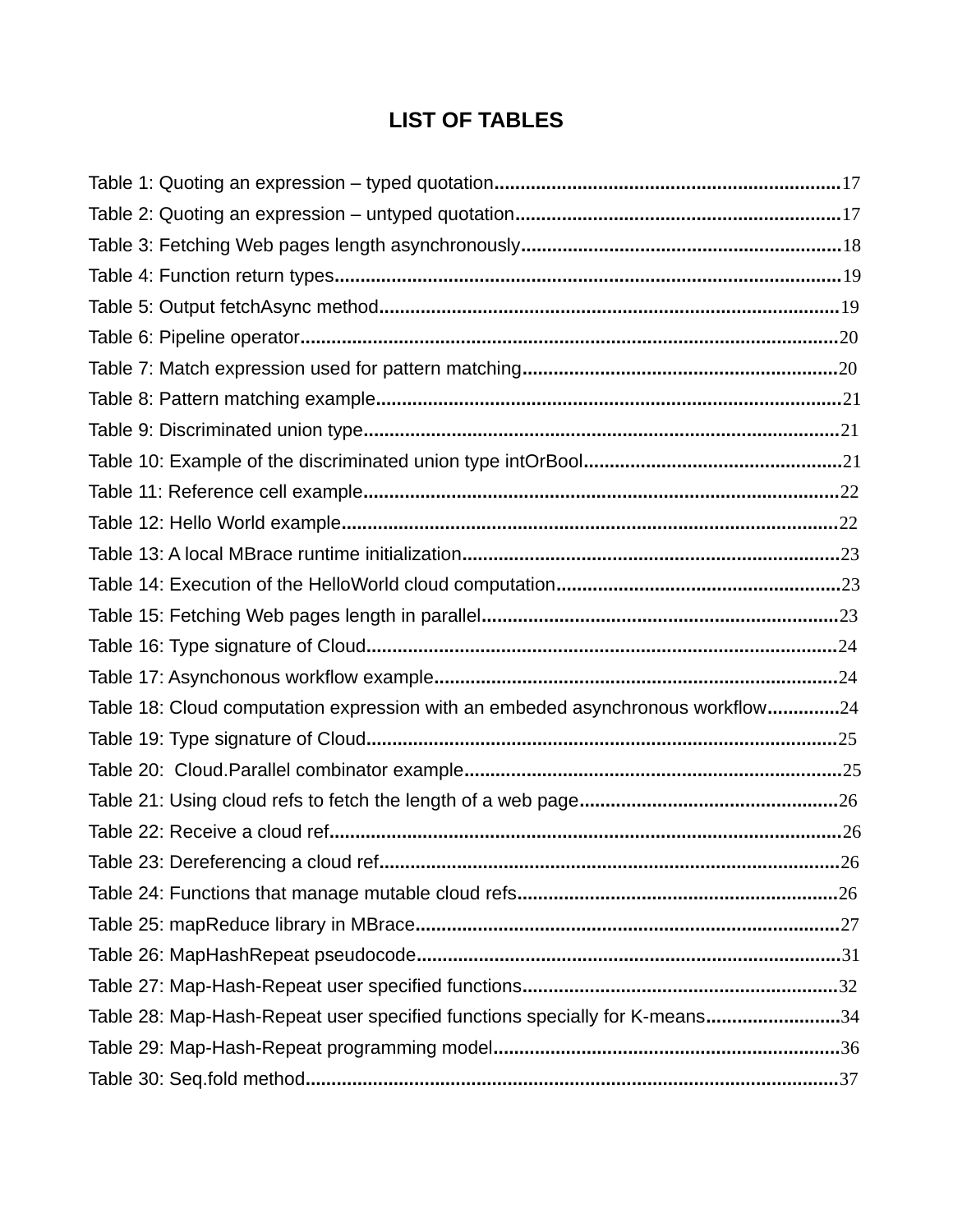# LIST OF TABLES

Table 1: Quoting an expression – typed quotation....................................................................17
Table 2: Quoting an expression – untyped quotation...............................................................17
Table 3: Fetching Web pages length asynchronously..............................................................18
Table 4: Function return types.................................................................................................19
Table 5: Output fetchAsync method.........................................................................................19
Table 6: Pipeline operator........................................................................................................20
Table 7: Match expression used for pattern matching.............................................................20
Table 8: Pattern matching example..........................................................................................21
Table 9: Discriminated union type............................................................................................21
Table 10: Example of the discriminated union type intOrBool..................................................21
Table 11: Reference cell example............................................................................................22
Table 12: Hello World example................................................................................................22
Table 13: A local MBrace runtime initialization.........................................................................23
Table 14: Execution of the HelloWorld cloud computation.......................................................23
Table 15: Fetching Web pages length in parallel.....................................................................23
Table 16: Type signature of Cloud...........................................................................................24
Table 17: Asynchonous workflow example..............................................................................24
Table 18: Cloud computation expression with an embeded asynchronous workflow..............24
Table 19: Type signature of Cloud...........................................................................................25
Table 20: Cloud.Parallel combinator example.........................................................................25
Table 21: Using cloud refs to fetch the length of a web page..................................................26
Table 22: Receive a cloud ref...................................................................................................26
Table 23: Dereferencing a cloud ref.........................................................................................26
Table 24: Functions that manage mutable cloud refs..............................................................26
Table 25: mapReduce library in MBrace..................................................................................27
Table 26: MapHashRepeat pseudocode..................................................................................31
Table 27: Map-Hash-Repeat user specified functions.............................................................32
Table 28: Map-Hash-Repeat user specified functions specially for K-means..........................34
Table 29: Map-Hash-Repeat programming model...................................................................36
Table 30: Seq.fold method.......................................................................................................37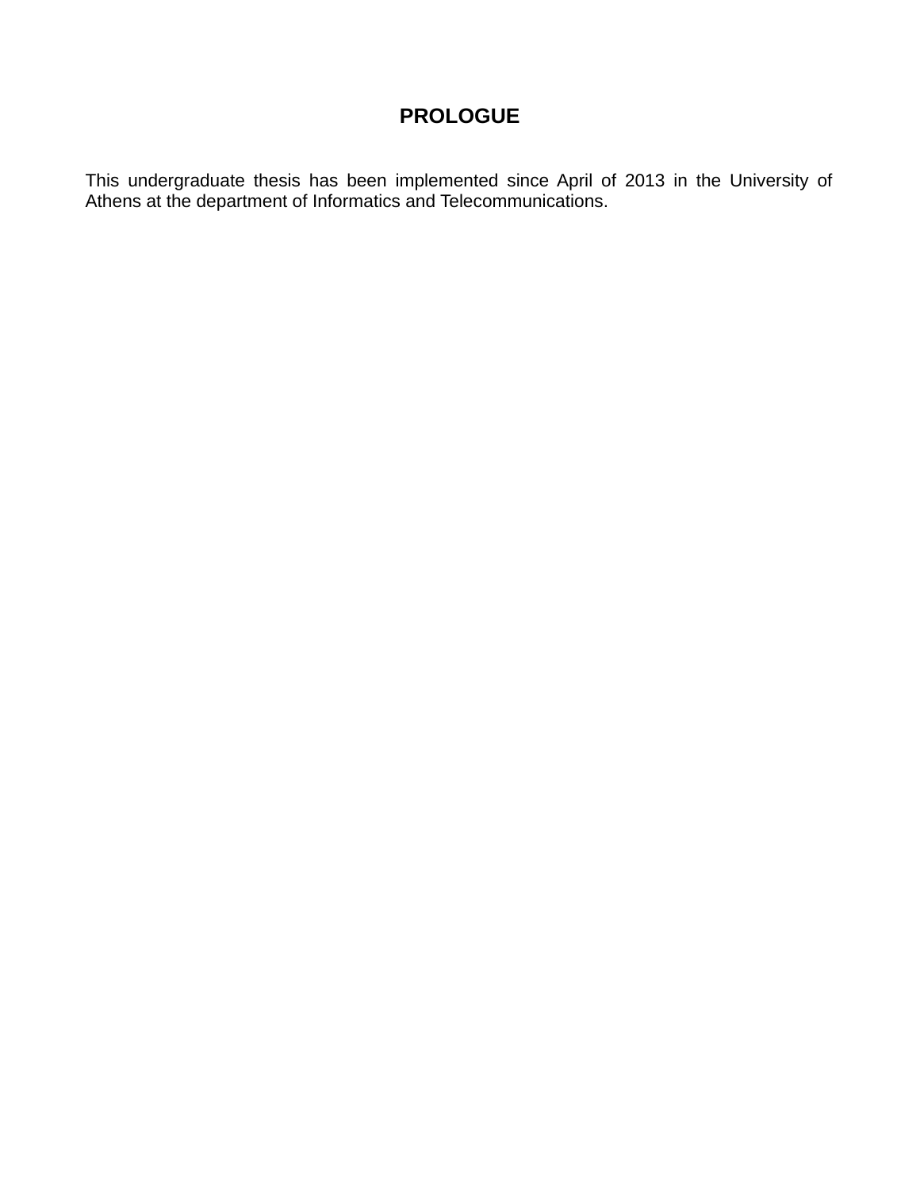# PROLOGUE

This undergraduate thesis has been implemented since April of 2013 in the University of Athens at the department of Informatics and Telecommunications.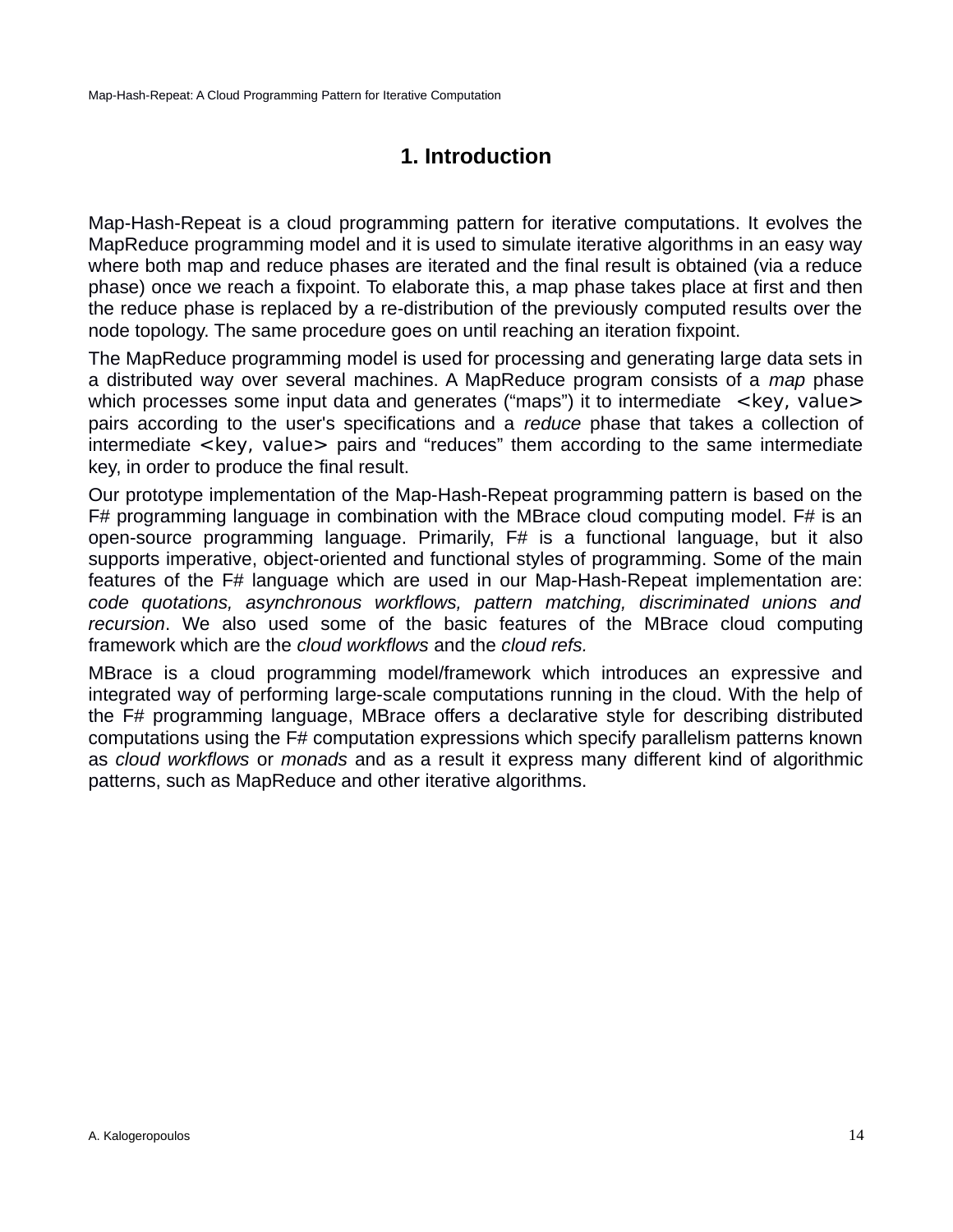# 1. Introduction

Map-Hash-Repeat is a cloud programming pattern for iterative computations. It evolves the MapReduce programming model and it is used to simulate iterative algorithms in an easy way where both map and reduce phases are iterated and the final result is obtained (via a reduce phase) once we reach a fixpoint. To elaborate this, a map phase takes place at first and then the reduce phase is replaced by a re-distribution of the previously computed results over the node topology. The same procedure goes on until reaching an iteration fixpoint.

The MapReduce programming model is used for processing and generating large data sets in a distributed way over several machines. A MapReduce program consists of a *map* phase which processes some input data and generates ("maps") it to intermediate `<key, value>` pairs according to the user's specifications and a *reduce* phase that takes a collection of intermediate `<key, value>` pairs and "reduces" them according to the same intermediate key, in order to produce the final result.

Our prototype implementation of the Map-Hash-Repeat programming pattern is based on the F# programming language in combination with the MBrace cloud computing model. F# is an open-source programming language. Primarily, F# is a functional language, but it also supports imperative, object-oriented and functional styles of programming. Some of the main features of the F# language which are used in our Map-Hash-Repeat implementation are: *code quotations, asynchronous workflows, pattern matching, discriminated unions and recursion*. We also used some of the basic features of the MBrace cloud computing framework which are the *cloud workflows* and the *cloud refs.*

MBrace is a cloud programming model/framework which introduces an expressive and integrated way of performing large-scale computations running in the cloud. With the help of the F# programming language, MBrace offers a declarative style for describing distributed computations using the F# computation expressions which specify parallelism patterns known as *cloud workflows* or *monads* and as a result it express many different kind of algorithmic patterns, such as MapReduce and other iterative algorithms.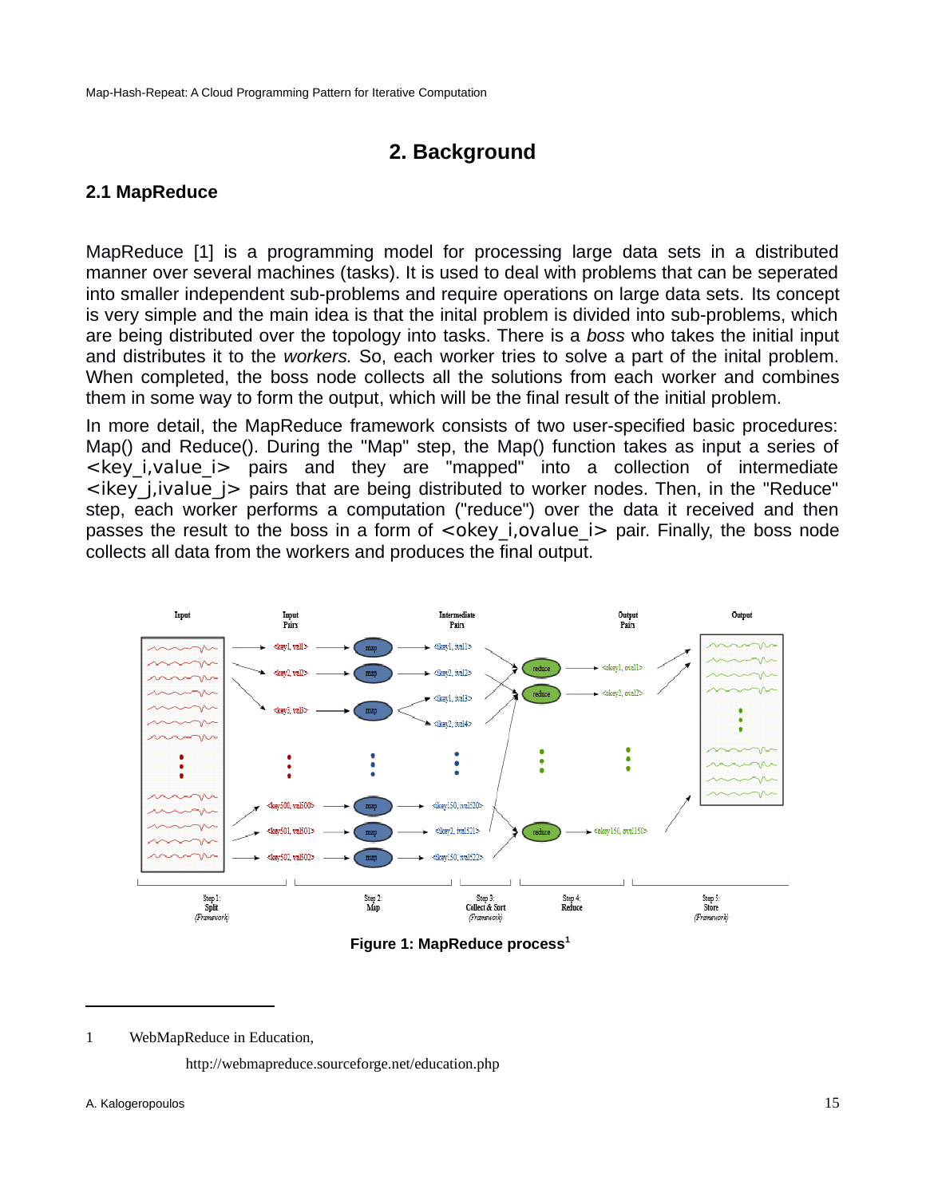# 2. Background

## 2.1 MapReduce

MapReduce [1] is a programming model for processing large data sets in a distributed manner over several machines (tasks). It is used to deal with problems that can be seperated into smaller independent sub-problems and require operations on large data sets. Its concept is very simple and the main idea is that the inital problem is divided into sub-problems, which are being distributed over the topology into tasks. There is a *boss* who takes the initial input and distributes it to the *workers.* So, each worker tries to solve a part of the inital problem. When completed, the boss node collects all the solutions from each worker and combines them in some way to form the output, which will be the final result of the initial problem.

In more detail, the MapReduce framework consists of two user-specified basic procedures: Map() and Reduce(). During the "Map" step, the Map() function takes as input a series of <key_i,value_i> pairs and they are "mapped" into a collection of intermediate <ikey_j,ivalue_j> pairs that are being distributed to worker nodes. Then, in the "Reduce" step, each worker performs a computation ("reduce") over the data it received and then passes the result to the boss in a form of <okey_i,ovalue_i> pair. Finally, the boss node collects all data from the workers and produces the final output.

Figure 1: MapReduce process[1]

---

1 WebMapReduce in Education, http://webmapreduce.sourceforge.net/education.php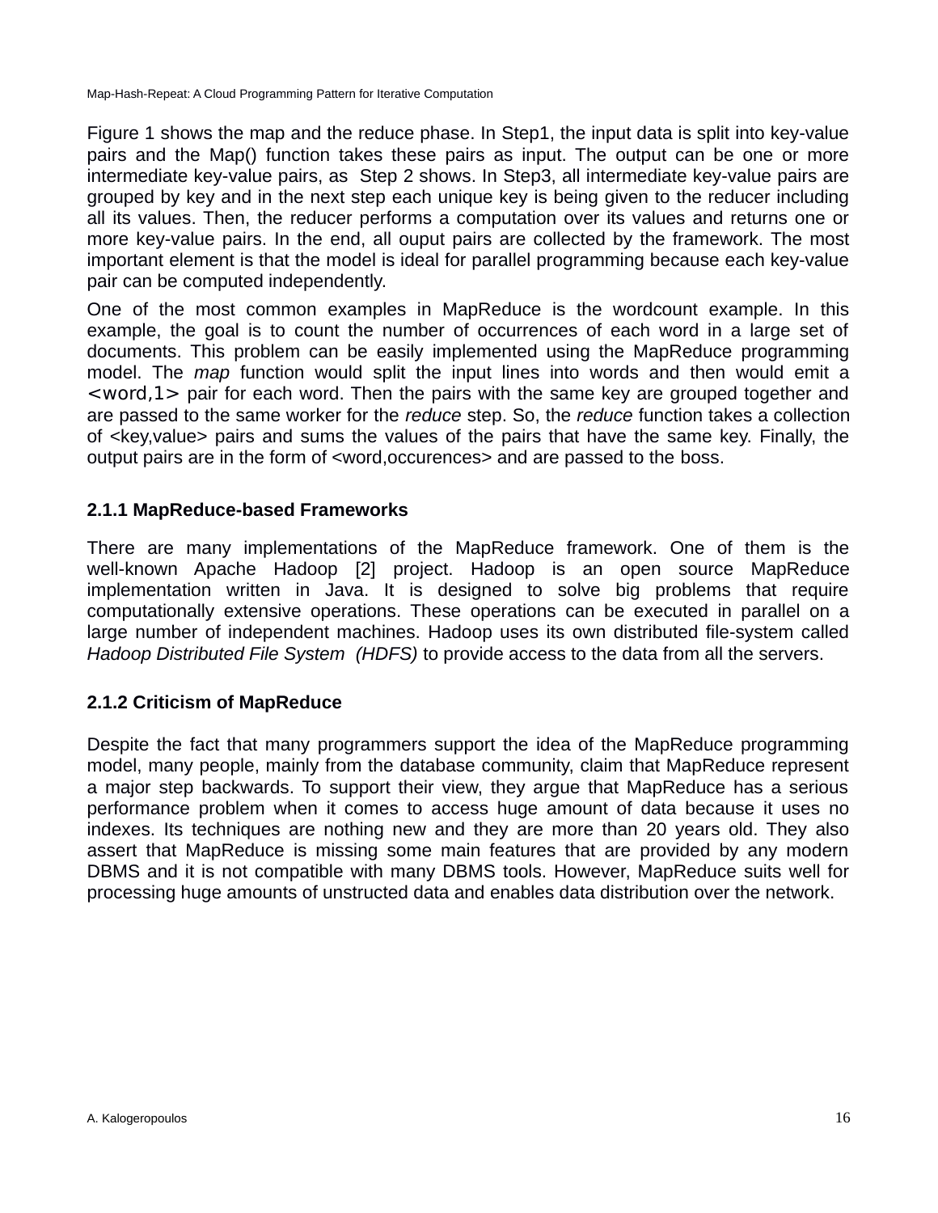Figure 1 shows the map and the reduce phase. In Step1, the input data is split into key-value pairs and the Map() function takes these pairs as input. The output can be one or more intermediate key-value pairs, as Step 2 shows. In Step3, all intermediate key-value pairs are grouped by key and in the next step each unique key is being given to the reducer including all its values. Then, the reducer performs a computation over its values and returns one or more key-value pairs. In the end, all ouput pairs are collected by the framework. The most important element is that the model is ideal for parallel programming because each key-value pair can be computed independently.

One of the most common examples in MapReduce is the wordcount example. In this example, the goal is to count the number of occurrences of each word in a large set of documents. This problem can be easily implemented using the MapReduce programming model. The *map* function would split the input lines into words and then would emit a `<word,1>` pair for each word. Then the pairs with the same key are grouped together and are passed to the same worker for the *reduce* step. So, the *reduce* function takes a collection of <key,value> pairs and sums the values of the pairs that have the same key. Finally, the output pairs are in the form of <word,occurences> and are passed to the boss.

### 2.1.1 MapReduce-based Frameworks

There are many implementations of the MapReduce framework. One of them is the well-known Apache Hadoop [2] project. Hadoop is an open source MapReduce implementation written in Java. It is designed to solve big problems that require computationally extensive operations. These operations can be executed in parallel on a large number of independent machines. Hadoop uses its own distributed file-system called *Hadoop Distributed File System (HDFS)* to provide access to the data from all the servers.

### 2.1.2 Criticism of MapReduce

Despite the fact that many programmers support the idea of the MapReduce programming model, many people, mainly from the database community, claim that MapReduce represent a major step backwards. To support their view, they argue that MapReduce has a serious performance problem when it comes to access huge amount of data because it uses no indexes. Its techniques are nothing new and they are more than 20 years old. They also assert that MapReduce is missing some main features that are provided by any modern DBMS and it is not compatible with many DBMS tools. However, MapReduce suits well for processing huge amounts of unstructed data and enables data distribution over the network.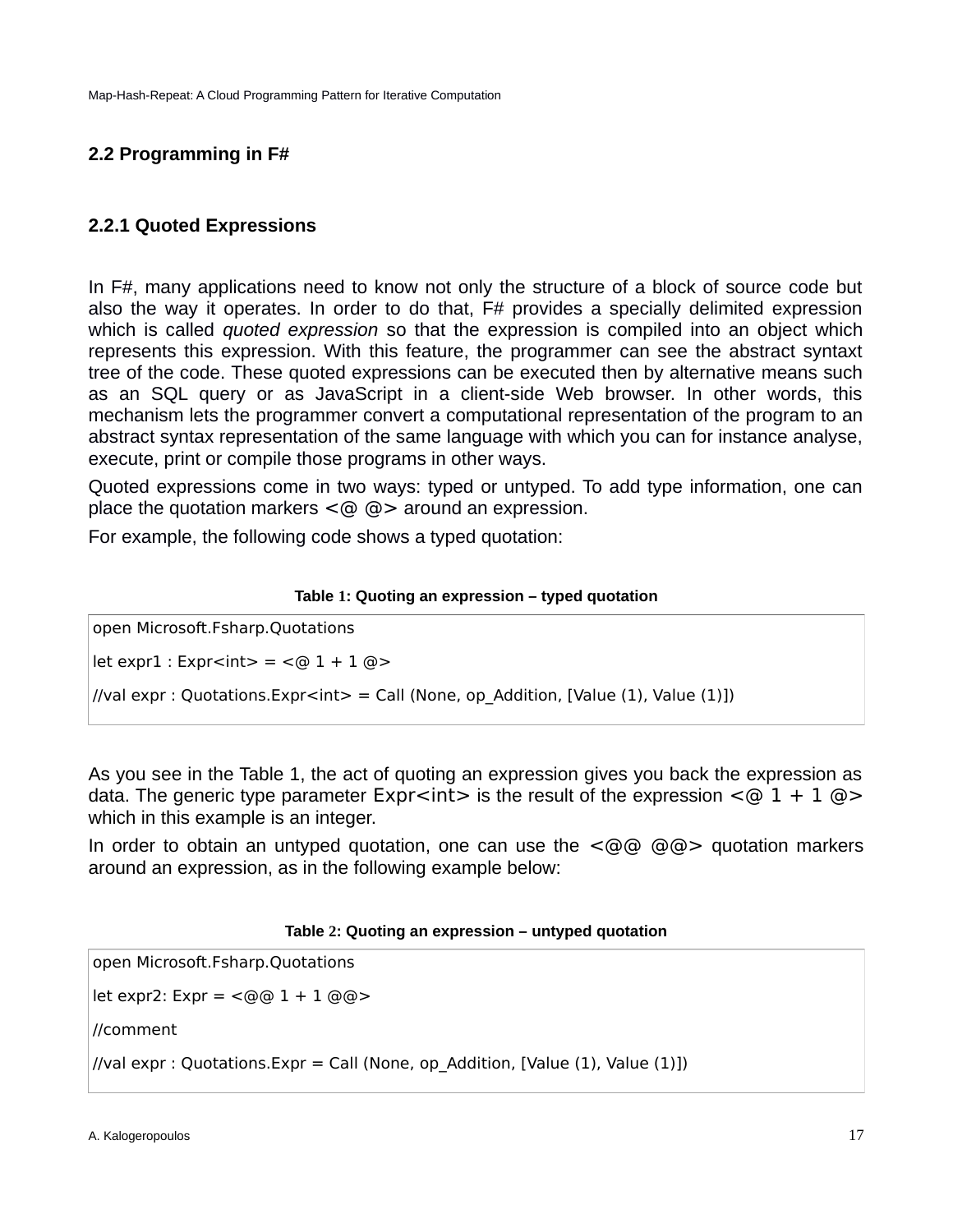## 2.2 Programming in F#

### 2.2.1 Quoted Expressions

In F#, many applications need to know not only the structure of a block of source code but also the way it operates. In order to do that, F# provides a specially delimited expression which is called *quoted expression* so that the expression is compiled into an object which represents this expression. With this feature, the programmer can see the abstract syntaxt tree of the code. These quoted expressions can be executed then by alternative means such as an SQL query or as JavaScript in a client-side Web browser. In other words, this mechanism lets the programmer convert a computational representation of the program to an abstract syntax representation of the same language with which you can for instance analyse, execute, print or compile those programs in other ways.

Quoted expressions come in two ways: typed or untyped. To add type information, one can place the quotation markers `<@ @>` around an expression.

For example, the following code shows a typed quotation:

**Table 1: Quoting an expression – typed quotation**

```
open Microsoft.Fsharp.Quotations

let expr1 : Expr<int> = <@ 1 + 1 @>

//val expr : Quotations.Expr<int> = Call (None, op_Addition, [Value (1), Value (1)])
```

As you see in the Table 1, the act of quoting an expression gives you back the expression as data. The generic type parameter `Expr<int>` is the result of the expression `<@ 1 + 1 @>` which in this example is an integer.

In order to obtain an untyped quotation, one can use the `<@@ @@>` quotation markers around an expression, as in the following example below:

**Table 2: Quoting an expression – untyped quotation**

```
open Microsoft.Fsharp.Quotations

let expr2: Expr = <@@ 1 + 1 @@>

//comment

//val expr : Quotations.Expr = Call (None, op_Addition, [Value (1), Value (1)])
```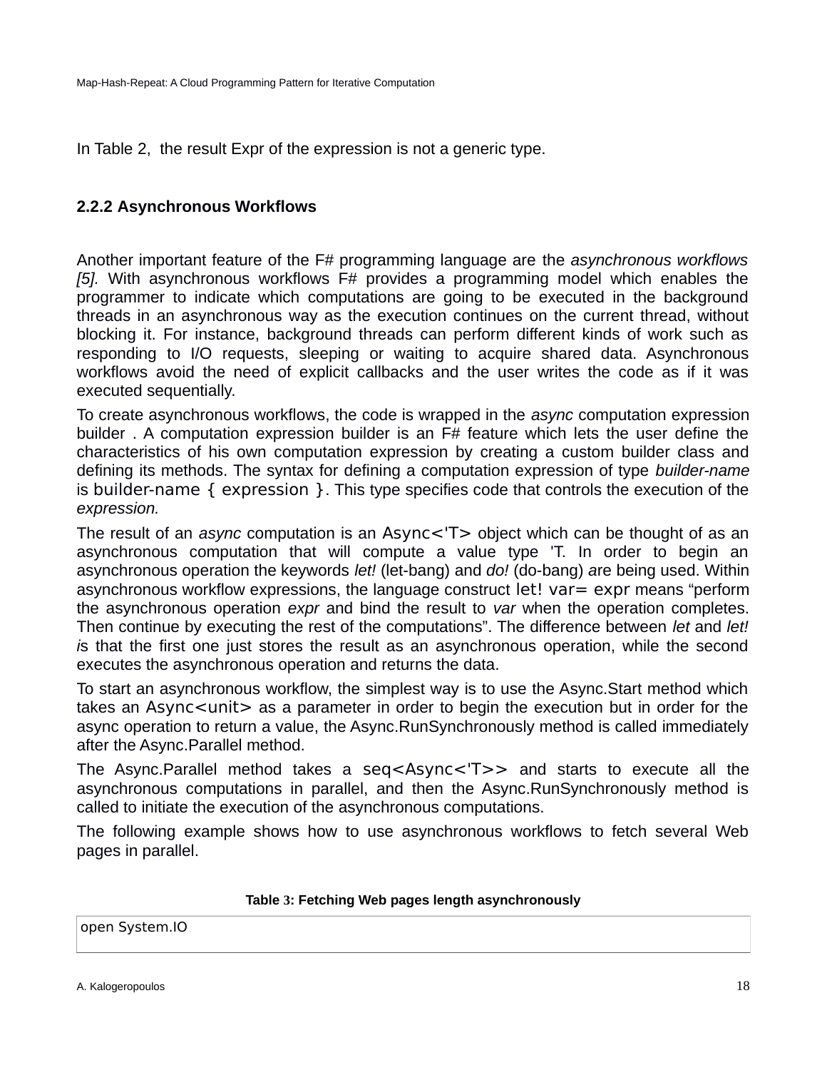In Table 2, the result Expr of the expression is not a generic type.

### 2.2.2 Asynchronous Workflows

Another important feature of the F# programming language are the *asynchronous workflows [5].* With asynchronous workflows F# provides a programming model which enables the programmer to indicate which computations are going to be executed in the background threads in an asynchronous way as the execution continues on the current thread, without blocking it. For instance, background threads can perform different kinds of work such as responding to I/O requests, sleeping or waiting to acquire shared data. Asynchronous workflows avoid the need of explicit callbacks and the user writes the code as if it was executed sequentially.

To create asynchronous workflows, the code is wrapped in the *async* computation expression builder . A computation expression builder is an F# feature which lets the user define the characteristics of his own computation expression by creating a custom builder class and defining its methods. The syntax for defining a computation expression of type *builder-name* is `builder-name { expression }`. This type specifies code that controls the execution of the *expression.*

The result of an *async* computation is an `Async<'T>` object which can be thought of as an asynchronous computation that will compute a value type 'T. In order to begin an asynchronous operation the keywords *let!* (let-bang) and *do!* (do-bang) are being used. Within asynchronous workflow expressions, the language construct `let! var= expr` means "perform the asynchronous operation *expr* and bind the result to *var* when the operation completes. Then continue by executing the rest of the computations". The difference between *let* and *let!* is that the first one just stores the result as an asynchronous operation, while the second executes the asynchronous operation and returns the data.

To start an asynchronous workflow, the simplest way is to use the Async.Start method which takes an `Async<unit>` as a parameter in order to begin the execution but in order for the async operation to return a value, the Async.RunSynchronously method is called immediately after the Async.Parallel method.

The Async.Parallel method takes a `seq<Async<'T>>` and starts to execute all the asynchronous computations in parallel, and then the Async.RunSynchronously method is called to initiate the execution of the asynchronous computations.

The following example shows how to use asynchronous workflows to fetch several Web pages in parallel.

**Table 3: Fetching Web pages length asynchronously**

```
open System.IO
```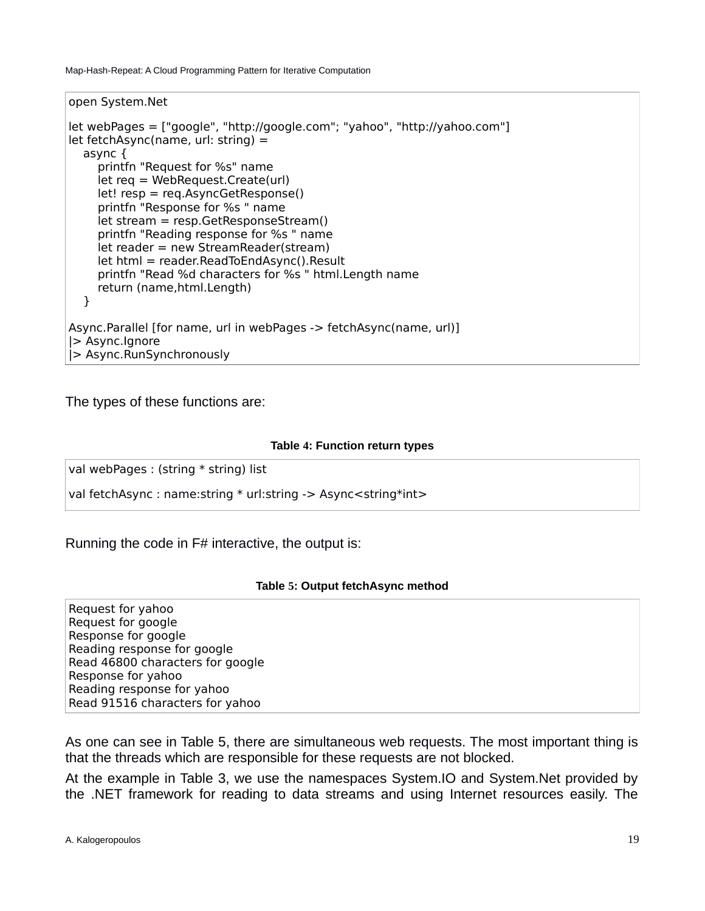```
open System.Net

let webPages = ["google", "http://google.com"; "yahoo", "http://yahoo.com"]
let fetchAsync(name, url: string) =
    async {
        printfn "Request for %s" name
        let req = WebRequest.Create(url)
        let! resp = req.AsyncGetResponse()
        printfn "Response for %s " name
        let stream = resp.GetResponseStream()
        printfn "Reading response for %s " name
        let reader = new StreamReader(stream)
        let html = reader.ReadToEndAsync().Result
        printfn "Read %d characters for %s " html.Length name
        return (name,html.Length)
    }

Async.Parallel [for name, url in webPages -> fetchAsync(name, url)]
|> Async.Ignore
|> Async.RunSynchronously
```

The types of these functions are:

**Table 4: Function return types**

```
val webPages : (string * string) list

val fetchAsync : name:string * url:string -> Async<string*int>
```

Running the code in F# interactive, the output is:

**Table 5: Output fetchAsync method**

```
Request for yahoo
Request for google
Response for google
Reading response for google
Read 46800 characters for google
Response for yahoo
Reading response for yahoo
Read 91516 characters for yahoo
```

As one can see in Table 5, there are simultaneous web requests. The most important thing is that the threads which are responsible for these requests are not blocked.

At the example in Table 3, we use the namespaces System.IO and System.Net provided by the .NET framework for reading to data streams and using Internet resources easily. The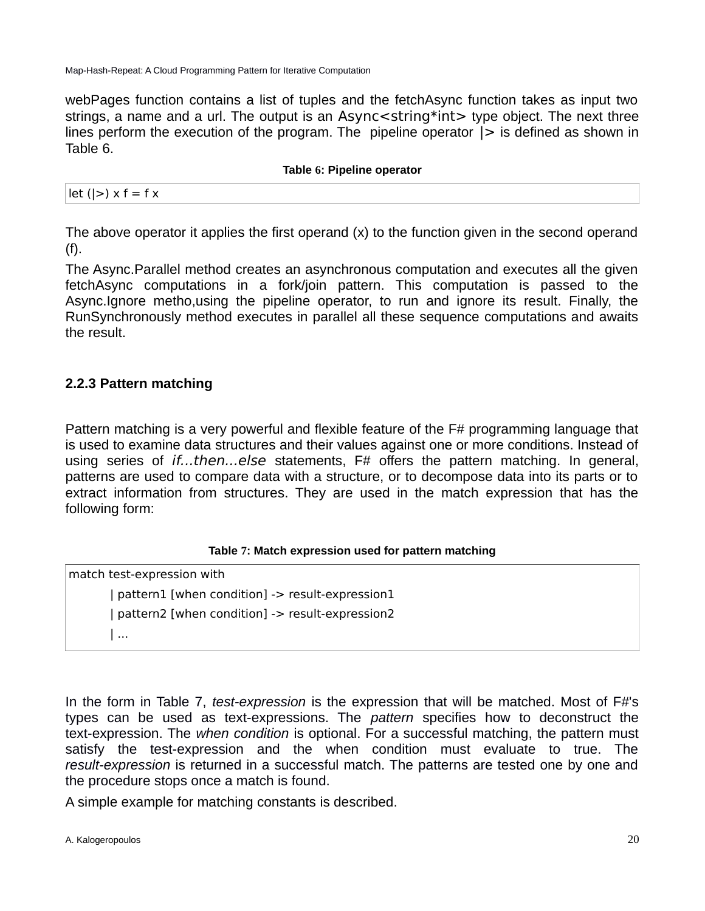webPages function contains a list of tuples and the fetchAsync function takes as input two strings, a name and a url. The output is an Async<string*int> type object. The next three lines perform the execution of the program. The pipeline operator |> is defined as shown in Table 6.

**Table 6: Pipeline operator**

```
let (|>) x f = f x
```

The above operator it applies the first operand (x) to the function given in the second operand (f).

The Async.Parallel method creates an asynchronous computation and executes all the given fetchAsync computations in a fork/join pattern. This computation is passed to the Async.Ignore metho,using the pipeline operator, to run and ignore its result. Finally, the RunSynchronously method executes in parallel all these sequence computations and awaits the result.

### 2.2.3 Pattern matching

Pattern matching is a very powerful and flexible feature of the F# programming language that is used to examine data structures and their values against one or more conditions. Instead of using series of *if...then...else* statements, F# offers the pattern matching. In general, patterns are used to compare data with a structure, or to decompose data into its parts or to extract information from structures. They are used in the match expression that has the following form:

**Table 7: Match expression used for pattern matching**

```
match test-expression with
        | pattern1 [when condition] -> result-expression1
        | pattern2 [when condition] -> result-expression2
        | ...
```

In the form in Table 7, *test-expression* is the expression that will be matched. Most of F#'s types can be used as text-expressions. The *pattern* specifies how to deconstruct the text-expression. The *when condition* is optional. For a successful matching, the pattern must satisfy the test-expression and the when condition must evaluate to true. The *result-expression* is returned in a successful match. The patterns are tested one by one and the procedure stops once a match is found.

A simple example for matching constants is described.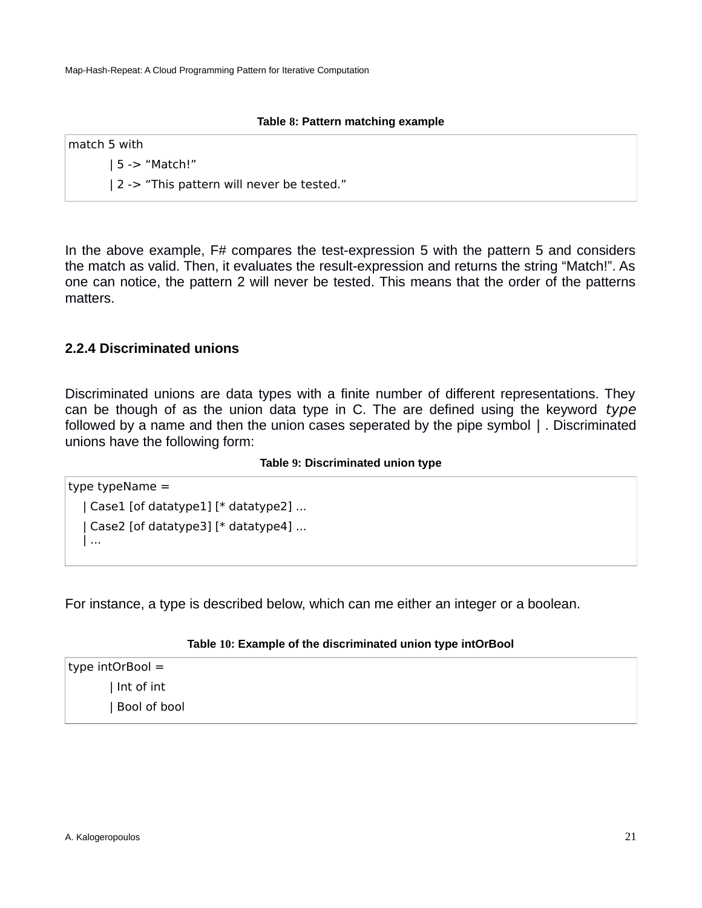**Table 8: Pattern matching example**

```
match 5 with
        | 5 -> “Match!”
        | 2 -> “This pattern will never be tested.”
```

In the above example, F# compares the test-expression 5 with the pattern 5 and considers the match as valid. Then, it evaluates the result-expression and returns the string “Match!”. As one can notice, the pattern 2 will never be tested. This means that the order of the patterns matters.

### 2.2.4 Discriminated unions

Discriminated unions are data types with a finite number of different representations. They can be though of as the union data type in C. The are defined using the keyword *type* followed by a name and then the union cases seperated by the pipe symbol | . Discriminated unions have the following form:

**Table 9: Discriminated union type**

```
type typeName =
   | Case1 [of datatype1] [* datatype2] ...
   | Case2 [of datatype3] [* datatype4] ...
   | ...
```

For instance, a type is described below, which can me either an integer or a boolean.

**Table 10: Example of the discriminated union type intOrBool**

```
type intOrBool =
        | Int of int
        | Bool of bool
```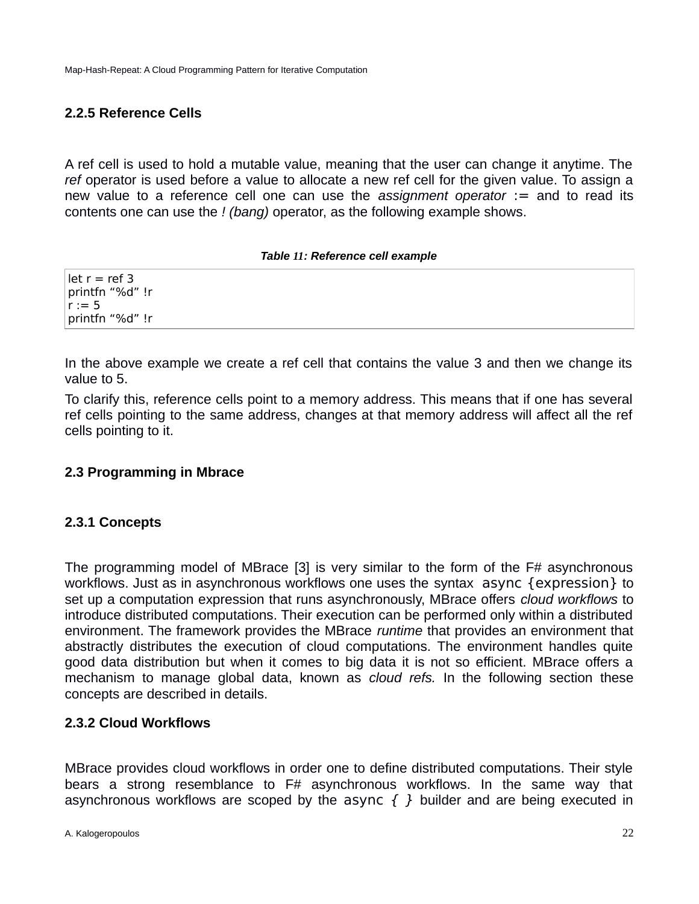### 2.2.5 Reference Cells

A ref cell is used to hold a mutable value, meaning that the user can change it anytime. The *ref* operator is used before a value to allocate a new ref cell for the given value. To assign a new value to a reference cell one can use the *assignment operator* := and to read its contents one can use the *! (bang)* operator, as the following example shows.

***Table 11: Reference cell example***

```
let r = ref 3
printfn “%d” !r
r := 5
printfn “%d” !r
```

In the above example we create a ref cell that contains the value 3 and then we change its value to 5.

To clarify this, reference cells point to a memory address. This means that if one has several ref cells pointing to the same address, changes at that memory address will affect all the ref cells pointing to it.

## 2.3 Programming in Mbrace

### 2.3.1 Concepts

The programming model of MBrace [3] is very similar to the form of the F# asynchronous workflows. Just as in asynchronous workflows one uses the syntax `async {expression}` to set up a computation expression that runs asynchronously, MBrace offers *cloud workflows* to introduce distributed computations. Their execution can be performed only within a distributed environment. The framework provides the MBrace *runtime* that provides an environment that abstractly distributes the execution of cloud computations. The environment handles quite good data distribution but when it comes to big data it is not so efficient. MBrace offers a mechanism to manage global data, known as *cloud refs.* In the following section these concepts are described in details.

### 2.3.2 Cloud Workflows

MBrace provides cloud workflows in order one to define distributed computations. Their style bears a strong resemblance to F# asynchronous workflows. In the same way that asynchronous workflows are scoped by the `async { }` builder and are being executed in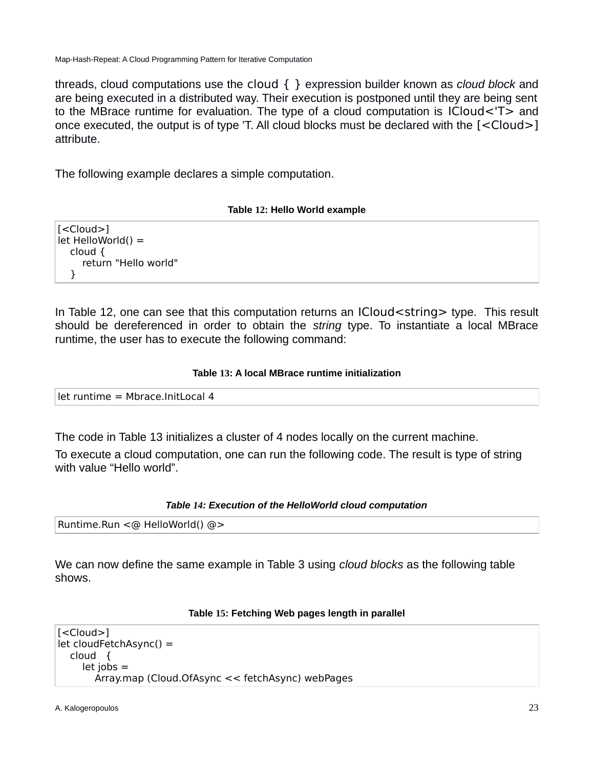threads, cloud computations use the `cloud { }` expression builder known as *cloud block* and are being executed in a distributed way. Their execution is postponed until they are being sent to the MBrace runtime for evaluation. The type of a cloud computation is `ICloud<'T>` and once executed, the output is of type 'T. All cloud blocks must be declared with the `[<Cloud>]` attribute.

The following example declares a simple computation.

**Table 12: Hello World example**

```
[<Cloud>]
let HelloWorld() =
   cloud {
      return "Hello world"
   }
```

In Table 12, one can see that this computation returns an `ICloud<string>` type. This result should be dereferenced in order to obtain the *string* type. To instantiate a local MBrace runtime, the user has to execute the following command:

**Table 13: A local MBrace runtime initialization**

```
let runtime = Mbrace.InitLocal 4
```

The code in Table 13 initializes a cluster of 4 nodes locally on the current machine.

To execute a cloud computation, one can run the following code. The result is type of string with value “Hello world”.

***Table 14: Execution of the HelloWorld cloud computation***

```
Runtime.Run <@ HelloWorld() @>
```

We can now define the same example in Table 3 using *cloud blocks* as the following table shows.

**Table 15: Fetching Web pages length in parallel**

```
[<Cloud>]
let cloudFetchAsync() =
   cloud   {
      let jobs =
         Array.map (Cloud.OfAsync << fetchAsync) webPages
```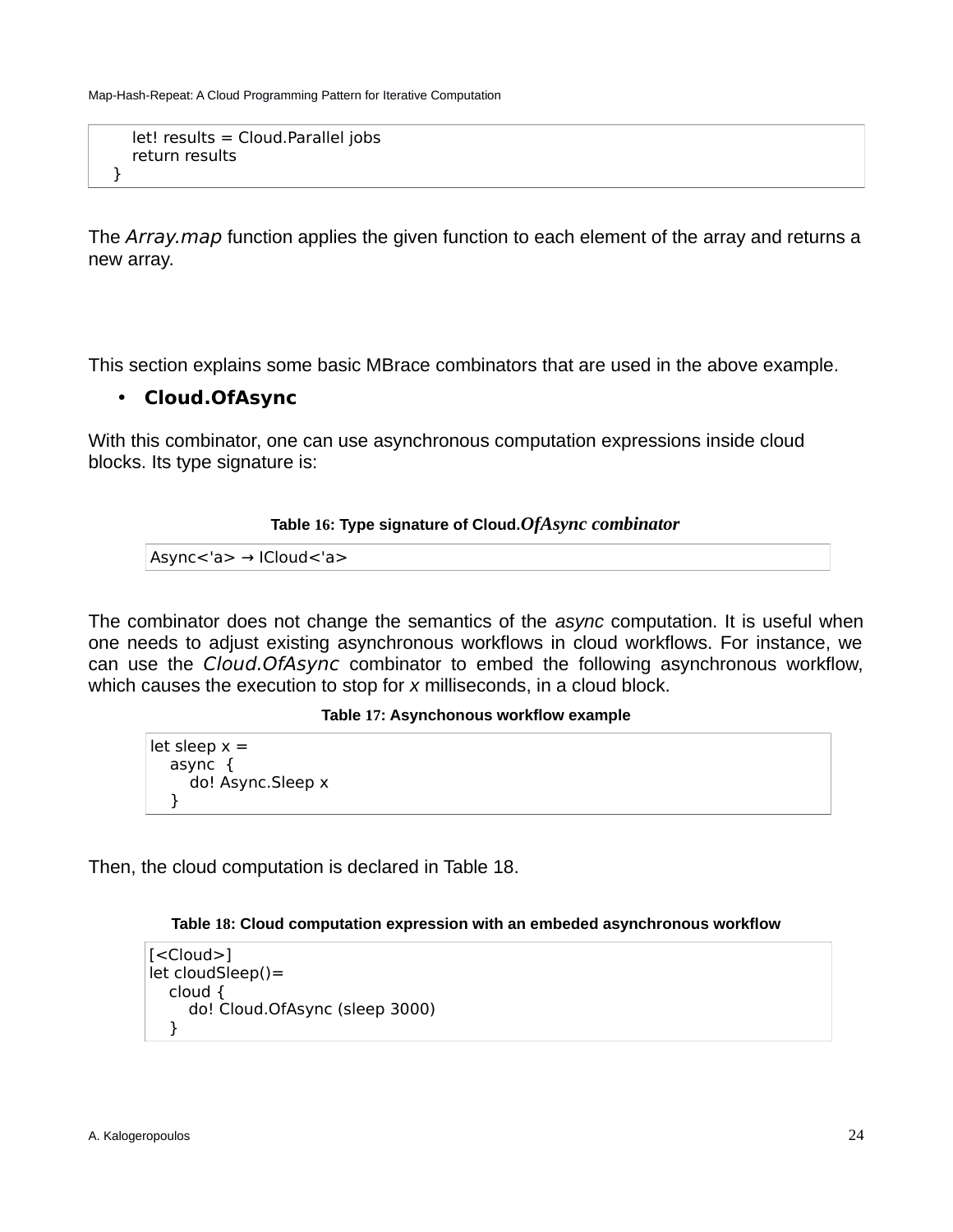```
    let! results = Cloud.Parallel jobs
    return results
  }
```

The *Array.map* function applies the given function to each element of the array and returns a new array.

This section explains some basic MBrace combinators that are used in the above example.

- **Cloud.OfAsync**

With this combinator, one can use asynchronous computation expressions inside cloud blocks. Its type signature is:

**Table 16: Type signature of Cloud.*OfAsync combinator***

```
Async<'a> → ICloud<'a>
```

The combinator does not change the semantics of the *async* computation. It is useful when one needs to adjust existing asynchronous workflows in cloud workflows. For instance, we can use the *Cloud.OfAsync* combinator to embed the following asynchronous workflow, which causes the execution to stop for *x* milliseconds, in a cloud block.

**Table 17: Asynchonous workflow example**

```
let sleep x =
   async  {
      do! Async.Sleep x
   }
```

Then, the cloud computation is declared in Table 18.

**Table 18: Cloud computation expression with an embeded asynchronous workflow**

```
[<Cloud>]
let cloudSleep()=
   cloud {
      do! Cloud.OfAsync (sleep 3000)
   }
```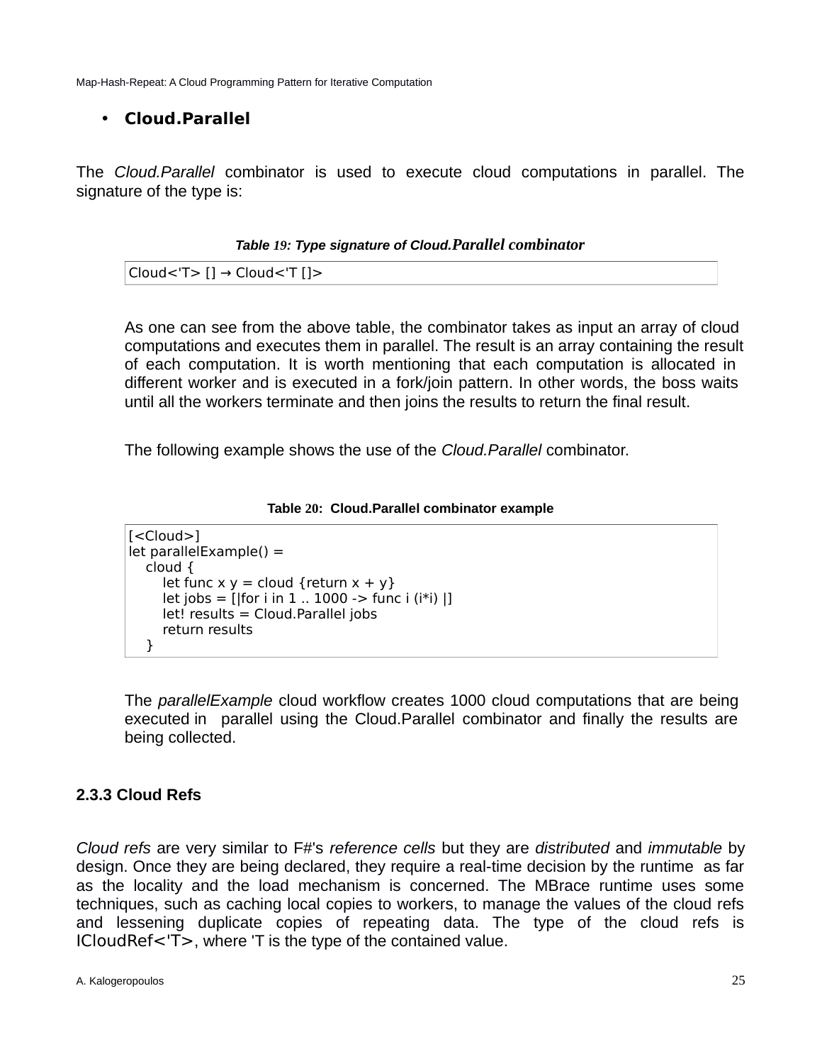- **Cloud.Parallel**

The *Cloud.Parallel* combinator is used to execute cloud computations in parallel. The signature of the type is:

***Table 19: Type signature of Cloud.Parallel combinator***

```
Cloud<'T> [] → Cloud<'T []>
```

As one can see from the above table, the combinator takes as input an array of cloud computations and executes them in parallel. The result is an array containing the result of each computation. It is worth mentioning that each computation is allocated in different worker and is executed in a fork/join pattern. In other words, the boss waits until all the workers terminate and then joins the results to return the final result.

The following example shows the use of the *Cloud.Parallel* combinator.

**Table 20: Cloud.Parallel combinator example**

```
[<Cloud>]
let parallelExample() =
   cloud {
      let func x y = cloud {return x + y}
      let jobs = [|for i in 1 .. 1000 -> func i (i*i) |]
      let! results = Cloud.Parallel jobs
      return results
   }
```

The *parallelExample* cloud workflow creates 1000 cloud computations that are being executed in parallel using the Cloud.Parallel combinator and finally the results are being collected.

### 2.3.3 Cloud Refs

*Cloud refs* are very similar to F#'s *reference cells* but they are *distributed* and *immutable* by design. Once they are being declared, they require a real-time decision by the runtime as far as the locality and the load mechanism is concerned. The MBrace runtime uses some techniques, such as caching local copies to workers, to manage the values of the cloud refs and lessening duplicate copies of repeating data. The type of the cloud refs is ICloudRef<'T>, where 'T is the type of the contained value.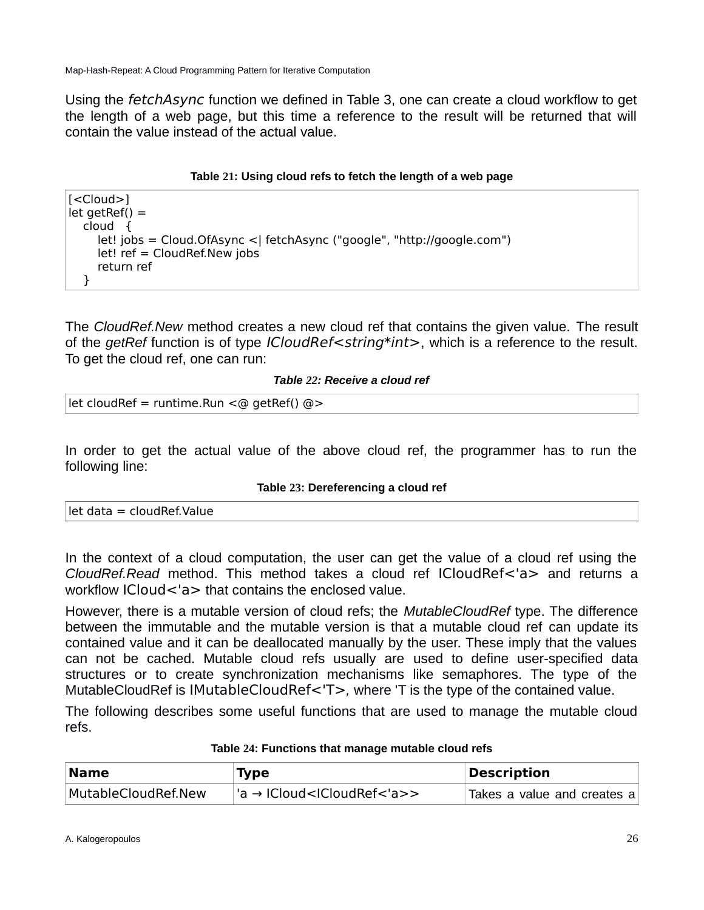Using the *fetchAsync* function we defined in Table 3, one can create a cloud workflow to get the length of a web page, but this time a reference to the result will be returned that will contain the value instead of the actual value.

**Table 21: Using cloud refs to fetch the length of a web page**

```
[<Cloud>]
let getRef() =
   cloud   {
      let! jobs = Cloud.OfAsync <| fetchAsync ("google", "http://google.com")
      let! ref = CloudRef.New jobs
      return ref
   }
```

The *CloudRef.New* method creates a new cloud ref that contains the given value. The result of the *getRef* function is of type *ICloudRef<string*int>*, which is a reference to the result. To get the cloud ref, one can run:

***Table 22: Receive a cloud ref***

```
let cloudRef = runtime.Run <@ getRef() @>
```

In order to get the actual value of the above cloud ref, the programmer has to run the following line:

**Table 23: Dereferencing a cloud ref**

```
let data = cloudRef.Value
```

In the context of a cloud computation, the user can get the value of a cloud ref using the *CloudRef.Read* method. This method takes a cloud ref ICloudRef<'a> and returns a workflow ICloud<'a> that contains the enclosed value.

However, there is a mutable version of cloud refs; the *MutableCloudRef* type. The difference between the immutable and the mutable version is that a mutable cloud ref can update its contained value and it can be deallocated manually by the user. These imply that the values can not be cached. Mutable cloud refs usually are used to define user-specified data structures or to create synchronization mechanisms like semaphores. The type of the MutableCloudRef is IMutableCloudRef<'T>, where 'T is the type of the contained value.

The following describes some useful functions that are used to manage the mutable cloud refs.

**Table 24: Functions that manage mutable cloud refs**

| **Name** | **Type** | **Description** |
|---|---|---|
| MutableCloudRef.New | 'a → ICloud<ICloudRef<'a>> | Takes a value and creates a |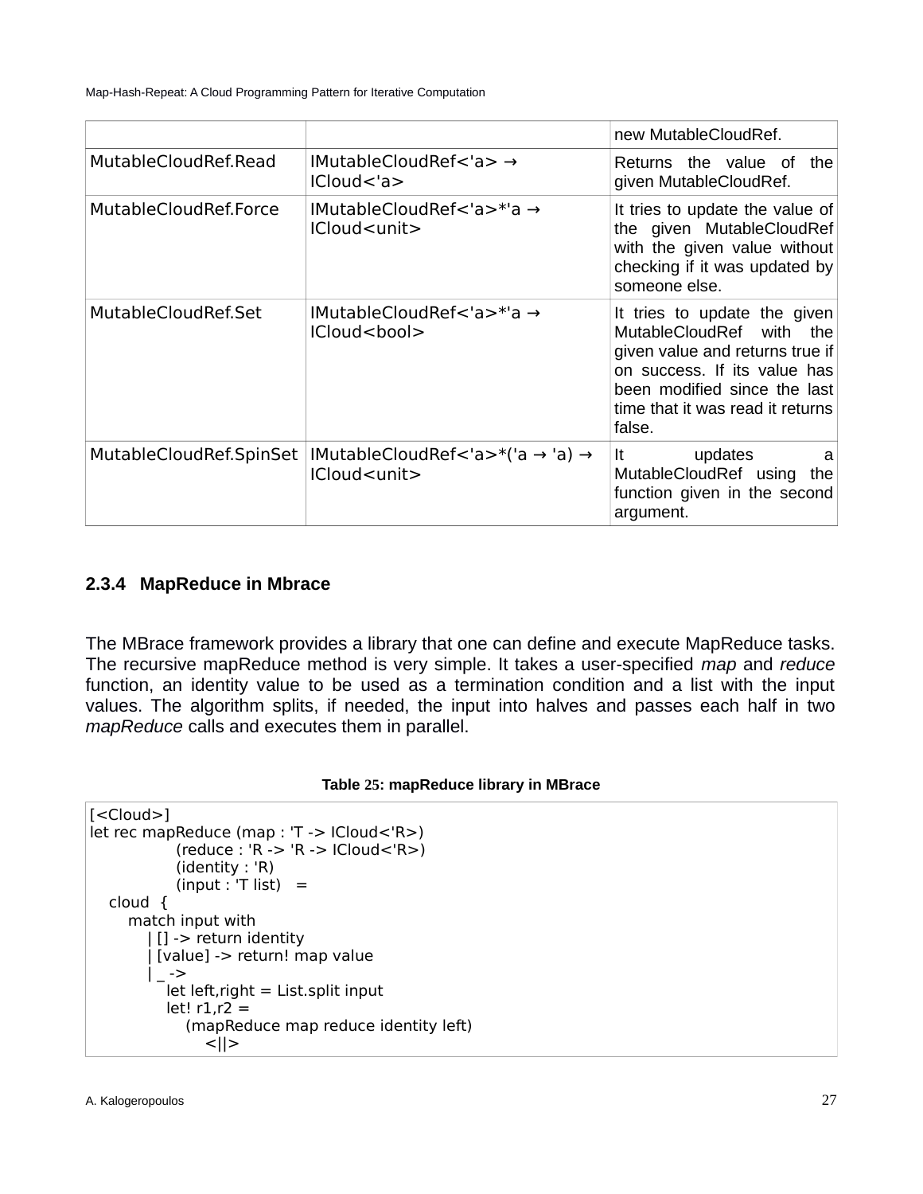| | | new MutableCloudRef. |
|---|---|---|
| MutableCloudRef.Read | IMutableCloudRef<'a> → ICloud<'a> | Returns the value of the given MutableCloudRef. |
| MutableCloudRef.Force | IMutableCloudRef<'a>*'a → ICloud<unit> | It tries to update the value of the given MutableCloudRef with the given value without checking if it was updated by someone else. |
| MutableCloudRef.Set | IMutableCloudRef<'a>*'a → ICloud<bool> | It tries to update the given MutableCloudRef with the given value and returns true if on success. If its value has been modified since the last time that it was read it returns false. |
| MutableCloudRef.SpinSet | IMutableCloudRef<'a>*('a → 'a) → ICloud<unit> | It updates a MutableCloudRef using the function given in the second argument. |

### 2.3.4 MapReduce in Mbrace

The MBrace framework provides a library that one can define and execute MapReduce tasks. The recursive mapReduce method is very simple. It takes a user-specified *map* and *reduce* function, an identity value to be used as a termination condition and a list with the input values. The algorithm splits, if needed, the input into halves and passes each half in two *mapReduce* calls and executes them in parallel.

**Table 25: mapReduce library in MBrace**

```
[<Cloud>]
let rec mapReduce (map : 'T -> ICloud<'R>)
            (reduce : 'R -> 'R -> ICloud<'R>)
            (identity : 'R)
            (input : 'T list)   =
    cloud  {
        match input with
          | [] -> return identity
          | [value] -> return! map value
          | _ ->
              let left,right = List.split input
              let! r1,r2 =
                  (mapReduce map reduce identity left)
                      <||>
```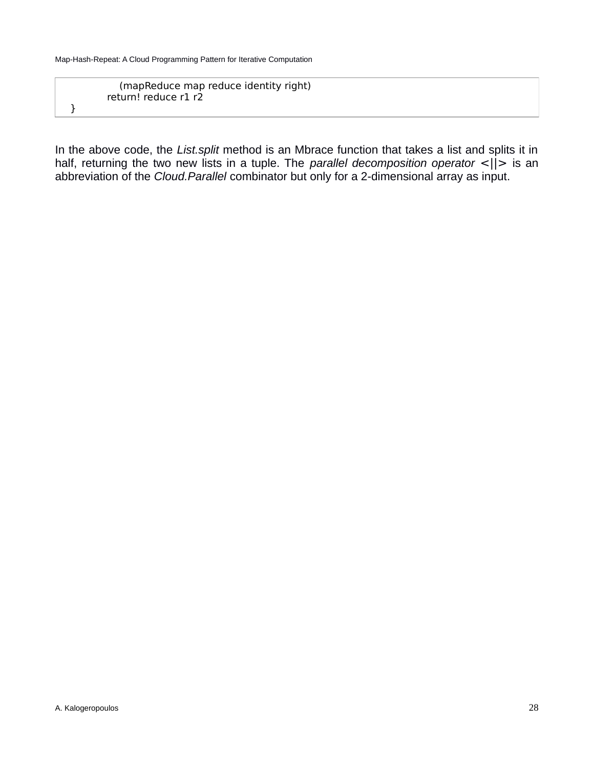```
            (mapReduce map reduce identity right)
        return! reduce r1 r2
    }
```

In the above code, the *List.split* method is an Mbrace function that takes a list and splits it in half, returning the two new lists in a tuple. The *parallel decomposition operator* <||> is an abbreviation of the *Cloud.Parallel* combinator but only for a 2-dimensional array as input.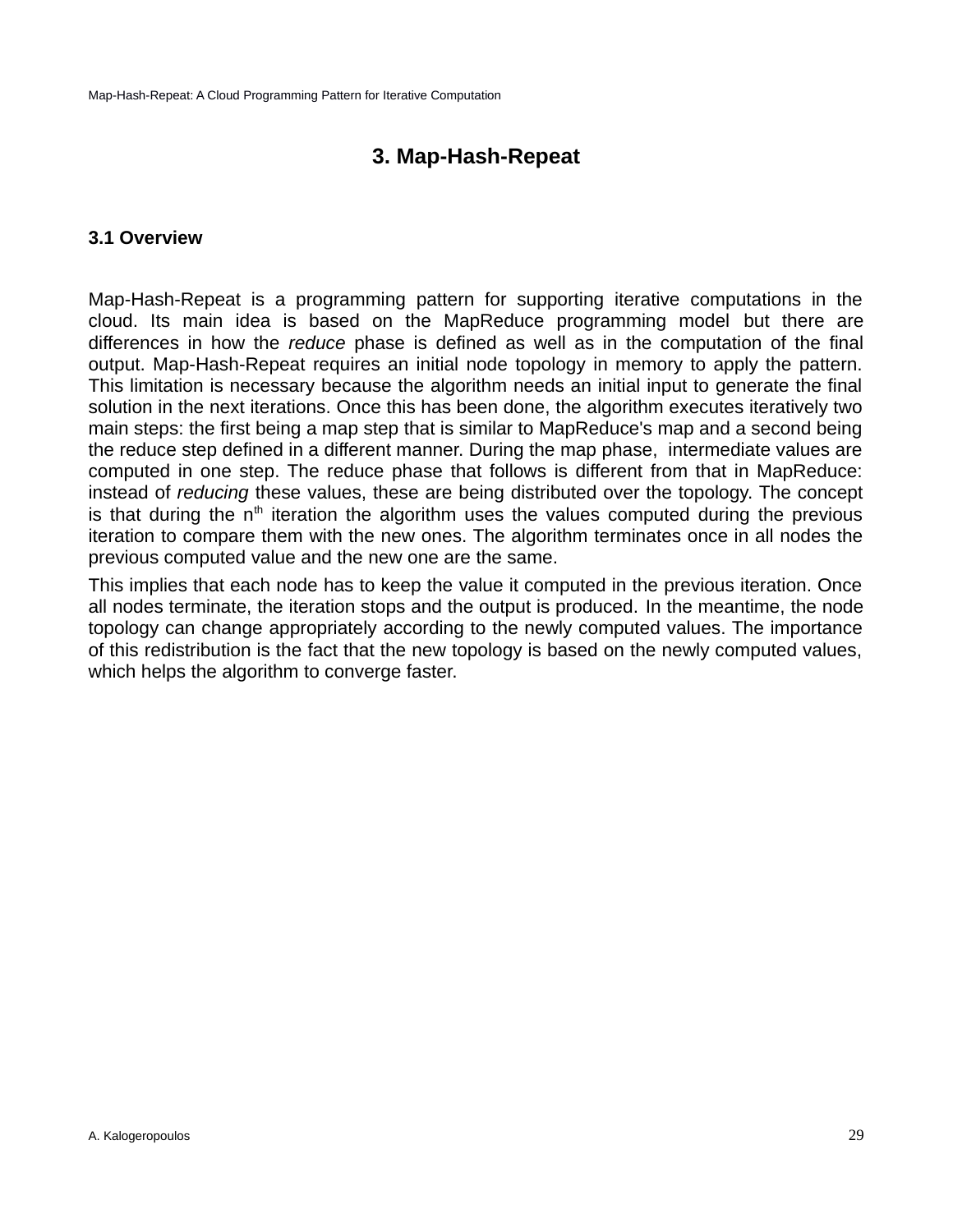# 3. Map-Hash-Repeat

## 3.1 Overview

Map-Hash-Repeat is a programming pattern for supporting iterative computations in the cloud. Its main idea is based on the MapReduce programming model but there are differences in how the *reduce* phase is defined as well as in the computation of the final output. Map-Hash-Repeat requires an initial node topology in memory to apply the pattern. This limitation is necessary because the algorithm needs an initial input to generate the final solution in the next iterations. Once this has been done, the algorithm executes iteratively two main steps: the first being a map step that is similar to MapReduce's map and a second being the reduce step defined in a different manner. During the map phase, intermediate values are computed in one step. The reduce phase that follows is different from that in MapReduce: instead of *reducing* these values, these are being distributed over the topology. The concept is that during the $n^{th}$ iteration the algorithm uses the values computed during the previous iteration to compare them with the new ones. The algorithm terminates once in all nodes the previous computed value and the new one are the same.

This implies that each node has to keep the value it computed in the previous iteration. Once all nodes terminate, the iteration stops and the output is produced. In the meantime, the node topology can change appropriately according to the newly computed values. The importance of this redistribution is the fact that the new topology is based on the newly computed values, which helps the algorithm to converge faster.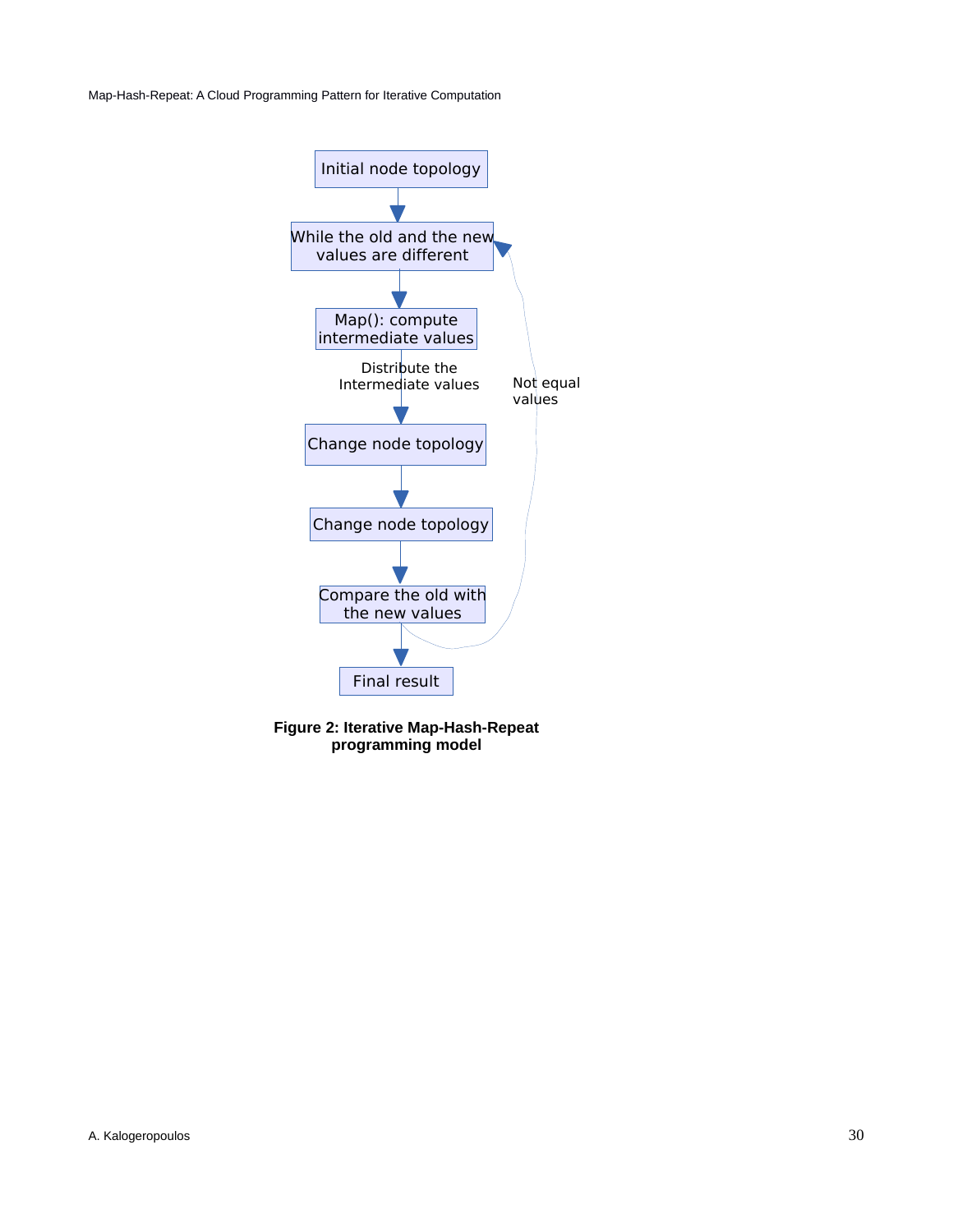Initial node topology

While the old and the new values are different

Map(): compute intermediate values

Distribute the Intermediate values

Not equal values

Change node topology

Change node topology

Compare the old with the new values

Final result

**Figure 2: Iterative Map-Hash-Repeat programming model**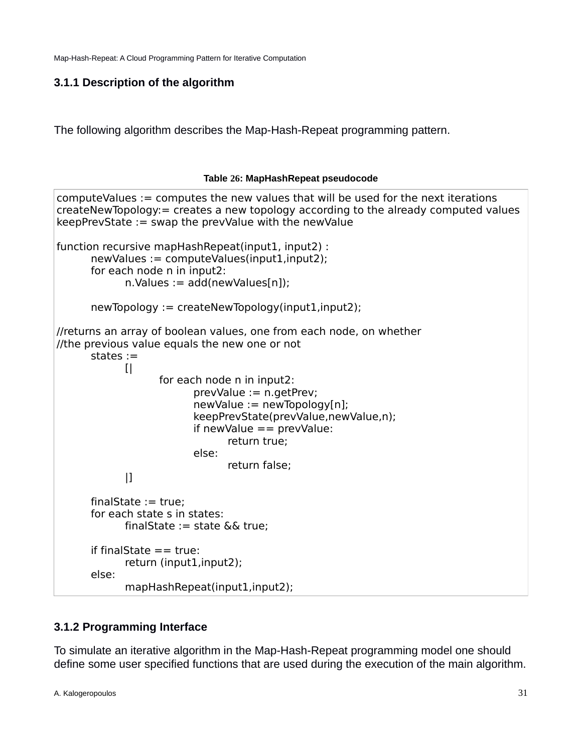### 3.1.1 Description of the algorithm

The following algorithm describes the Map-Hash-Repeat programming pattern.

**Table 26: MapHashRepeat pseudocode**

```
computeValues := computes the new values that will be used for the next iterations
createNewTopology:= creates a new topology according to the already computed values
keepPrevState := swap the prevValue with the newValue

function recursive mapHashRepeat(input1, input2) :
        newValues := computeValues(input1,input2);
        for each node n in input2:
                n.Values := add(newValues[n]);

        newTopology := createNewTopology(input1,input2);

//returns an array of boolean values, one from each node, on whether
//the previous value equals the new one or not
        states :=
                [|
                        for each node n in input2:
                                prevValue := n.getPrev;
                                newValue := newTopology[n];
                                keepPrevState(prevValue,newValue,n);
                                if newValue == prevValue:
                                        return true;
                                else:
                                        return false;
                |]

        finalState := true;
        for each state s in states:
                finalState := state && true;

        if finalState == true:
                return (input1,input2);
        else:
                mapHashRepeat(input1,input2);
```

### 3.1.2 Programming Interface

To simulate an iterative algorithm in the Map-Hash-Repeat programming model one should define some user specified functions that are used during the execution of the main algorithm.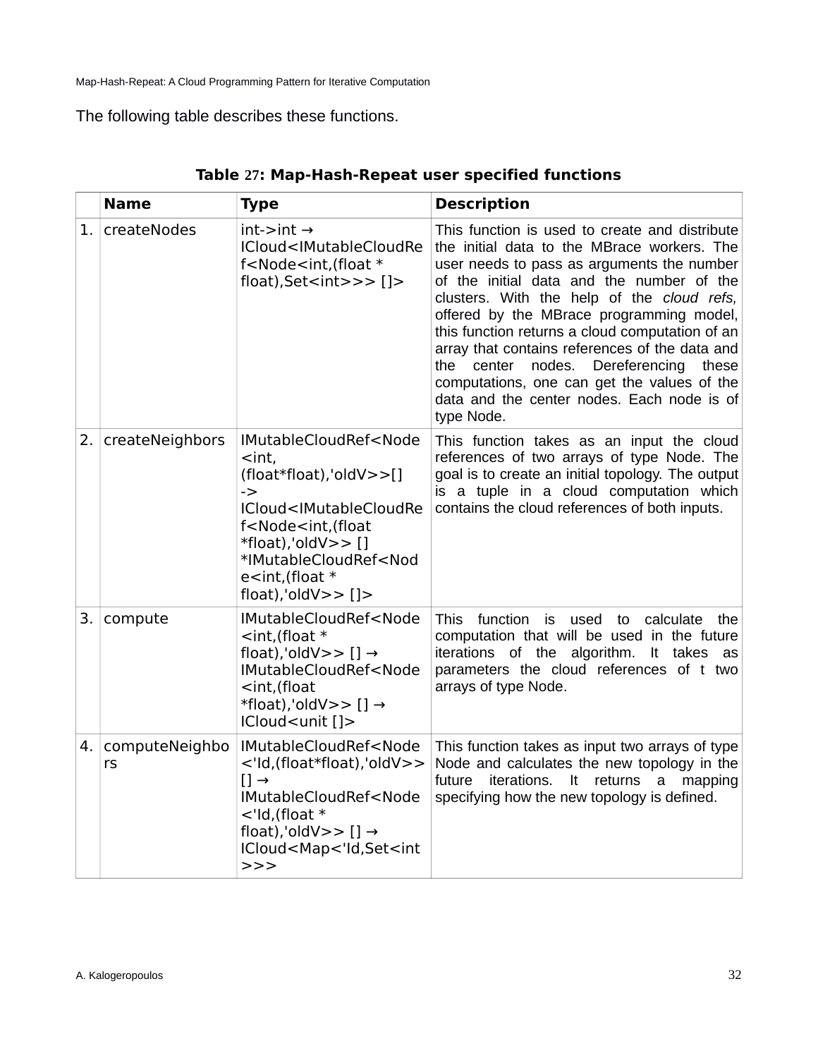The following table describes these functions.

**Table 27: Map-Hash-Repeat user specified functions**

| | Name | Type | Description |
|---|---|---|---|
| 1. | createNodes | int->int → ICloud<IMutableCloudRef<Node<int,(float * float),Set<int>>> []> | This function is used to create and distribute the initial data to the MBrace workers. The user needs to pass as arguments the number of the initial data and the number of the clusters. With the help of the *cloud refs,* offered by the MBrace programming model, this function returns a cloud computation of an array that contains references of the data and the center nodes. Dereferencing these computations, one can get the values of the data and the center nodes. Each node is of type Node. |
| 2. | createNeighbors | IMutableCloudRef<Node<int,(float*float),'oldV>>[] -> ICloud<IMutableCloudRef<Node<int,(float *float),'oldV>> [] *IMutableCloudRef<Node<int,(float * float),'oldV>> []> | This function takes as an input the cloud references of two arrays of type Node. The goal is to create an initial topology. The output is a tuple in a cloud computation which contains the cloud references of both inputs. |
| 3. | compute | IMutableCloudRef<Node<int,(float * float),'oldV>> [] → IMutableCloudRef<Node<int,(float *float),'oldV>> [] → ICloud<unit []> | This function is used to calculate the computation that will be used in the future iterations of the algorithm. It takes as parameters the cloud references of t two arrays of type Node. |
| 4. | computeNeighbors | IMutableCloudRef<Node<'Id,(float*float),'oldV>> [] → IMutableCloudRef<Node<'Id,(float * float),'oldV>> [] → ICloud<Map<'Id,Set<int>>> | This function takes as input two arrays of type Node and calculates the new topology in the future iterations. It returns a mapping specifying how the new topology is defined. |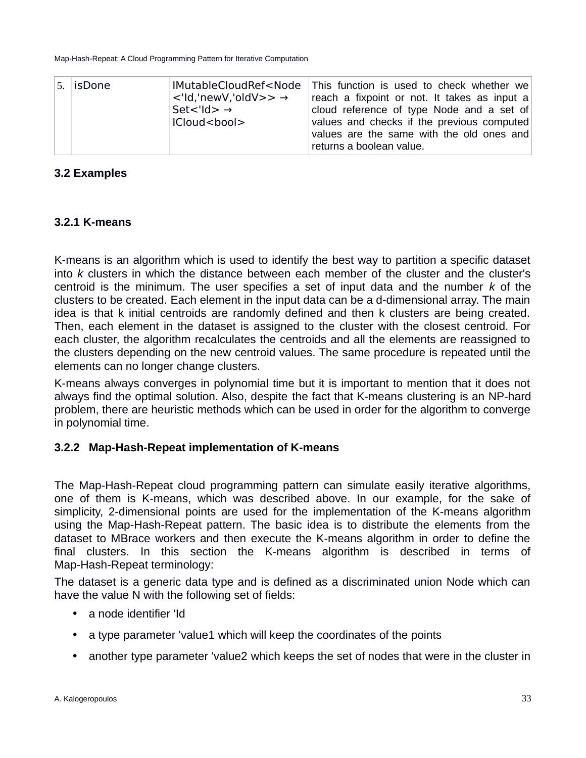| 5. | isDone | IMutableCloudRef<Node<'Id,'newV,'oldV>> → Set<'Id> → ICloud<bool> | This function is used to check whether we reach a fixpoint or not. It takes as input a cloud reference of type Node and a set of values and checks if the previous computed values are the same with the old ones and returns a boolean value. |
|---|---|---|---|

### 3.2 Examples

#### 3.2.1 K-means

K-means is an algorithm which is used to identify the best way to partition a specific dataset into *k* clusters in which the distance between each member of the cluster and the cluster's centroid is the minimum. The user specifies a set of input data and the number *k* of the clusters to be created. Each element in the input data can be a d-dimensional array. The main idea is that k initial centroids are randomly defined and then k clusters are being created. Then, each element in the dataset is assigned to the cluster with the closest centroid. For each cluster, the algorithm recalculates the centroids and all the elements are reassigned to the clusters depending on the new centroid values. The same procedure is repeated until the elements can no longer change clusters.

K-means always converges in polynomial time but it is important to mention that it does not always find the optimal solution. Also, despite the fact that K-means clustering is an NP-hard problem, there are heuristic methods which can be used in order for the algorithm to converge in polynomial time.

#### 3.2.2 Map-Hash-Repeat implementation of K-means

The Map-Hash-Repeat cloud programming pattern can simulate easily iterative algorithms, one of them is K-means, which was described above. In our example, for the sake of simplicity, 2-dimensional points are used for the implementation of the K-means algorithm using the Map-Hash-Repeat pattern. The basic idea is to distribute the elements from the dataset to MBrace workers and then execute the K-means algorithm in order to define the final clusters. In this section the K-means algorithm is described in terms of Map-Hash-Repeat terminology:

The dataset is a generic data type and is defined as a discriminated union Node which can have the value N with the following set of fields:

- a node identifier 'Id
- a type parameter 'value1 which will keep the coordinates of the points
- another type parameter 'value2 which keeps the set of nodes that were in the cluster in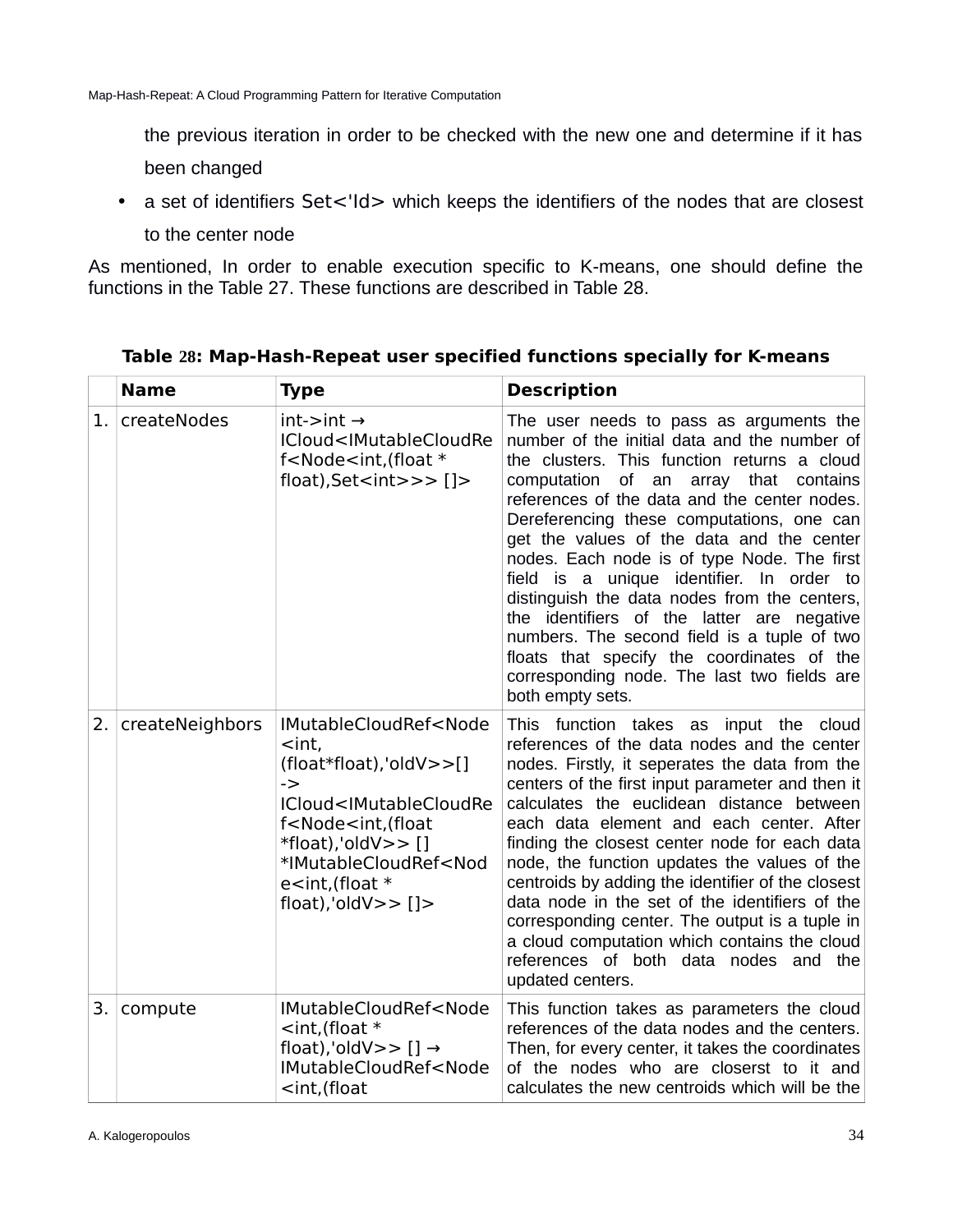the previous iteration in order to be checked with the new one and determine if it has been changed

- a set of identifiers Set<'Id> which keeps the identifiers of the nodes that are closest to the center node

As mentioned, In order to enable execution specific to K-means, one should define the functions in the Table 27. These functions are described in Table 28.

**Table 28: Map-Hash-Repeat user specified functions specially for K-means**

| | Name | Type | Description |
|---|---|---|---|
| 1. | createNodes | int->int → ICloud<IMutableCloudRef<Node<int,(float * float),Set<int>>> []> | The user needs to pass as arguments the number of the initial data and the number of the clusters. This function returns a cloud computation of an array that contains references of the data and the center nodes. Dereferencing these computations, one can get the values of the data and the center nodes. Each node is of type Node. The first field is a unique identifier. In order to distinguish the data nodes from the centers, the identifiers of the latter are negative numbers. The second field is a tuple of two floats that specify the coordinates of the corresponding node. The last two fields are both empty sets. |
| 2. | createNeighbors | IMutableCloudRef<Node<int, (float*float),'oldV>>[] -> ICloud<IMutableCloudRef<Node<int,(float *float),'oldV>> [] *IMutableCloudRef<Node<int,(float * float),'oldV>> []> | This function takes as input the cloud references of the data nodes and the center nodes. Firstly, it seperates the data from the centers of the first input parameter and then it calculates the euclidean distance between each data element and each center. After finding the closest center node for each data node, the function updates the values of the centroids by adding the identifier of the closest data node in the set of the identifiers of the corresponding center. The output is a tuple in a cloud computation which contains the cloud references of both data nodes and the updated centers. |
| 3. | compute | IMutableCloudRef<Node<int,(float * float),'oldV>> [] → IMutableCloudRef<Node<int,(float | This function takes as parameters the cloud references of the data nodes and the centers. Then, for every center, it takes the coordinates of the nodes who are closerst to it and calculates the new centroids which will be the |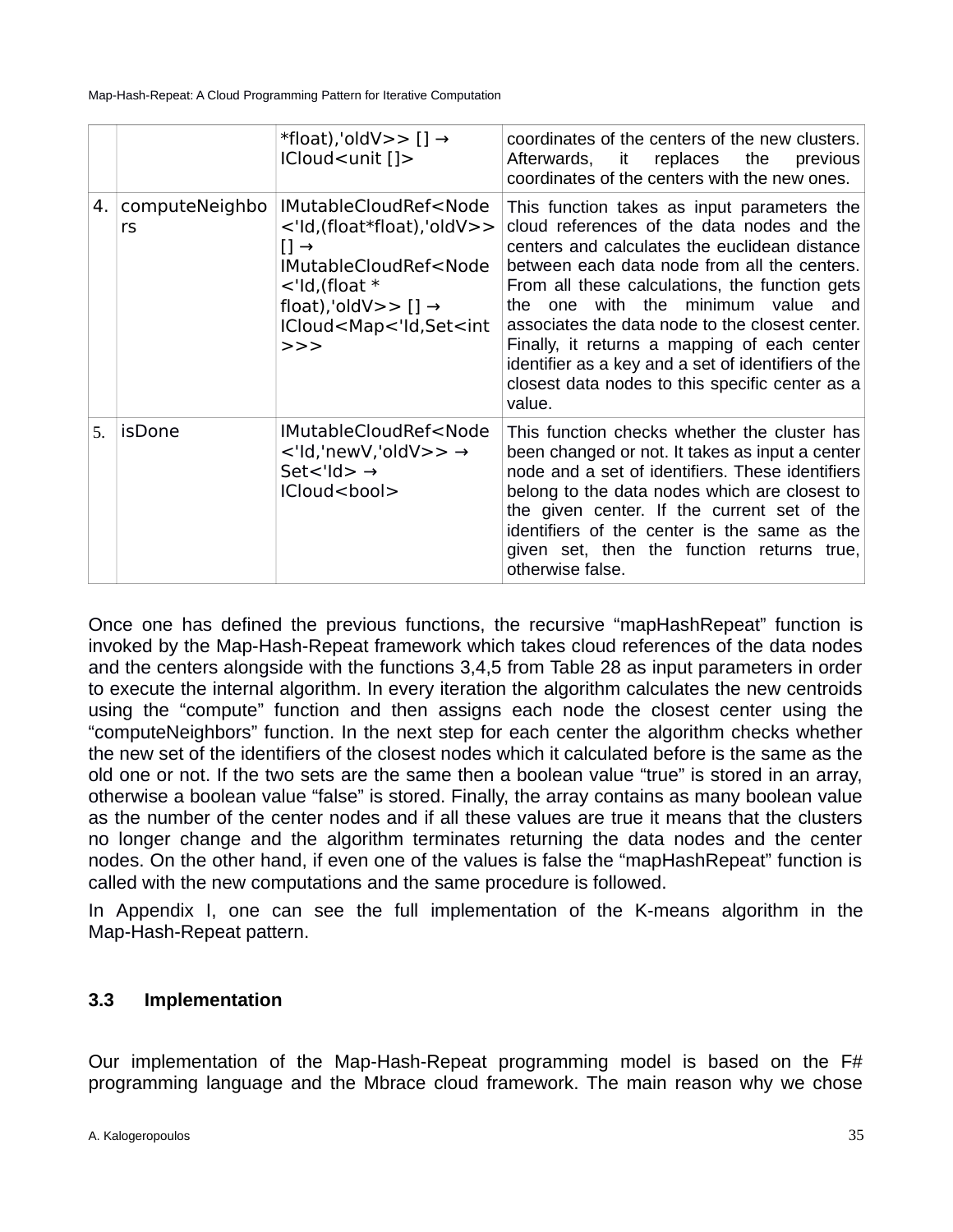|  |  | *float),'oldV>> [] → ICloud<unit []> | coordinates of the centers of the new clusters. Afterwards, it replaces the previous coordinates of the centers with the new ones. |
|---|---|---|---|
| 4. | computeNeighbors | IMutableCloudRef<Node<'Id,(float*float),'oldV>> [] → IMutableCloudRef<Node<'Id,(float * float),'oldV>> [] → ICloud<Map<'Id,Set<int>>> | This function takes as input parameters the cloud references of the data nodes and the centers and calculates the euclidean distance between each data node from all the centers. From all these calculations, the function gets the one with the minimum value and associates the data node to the closest center. Finally, it returns a mapping of each center identifier as a key and a set of identifiers of the closest data nodes to this specific center as a value. |
| 5. | isDone | IMutableCloudRef<Node<'Id,'newV,'oldV>> → Set<'Id> → ICloud<bool> | This function checks whether the cluster has been changed or not. It takes as input a center node and a set of identifiers. These identifiers belong to the data nodes which are closest to the given center. If the current set of the identifiers of the center is the same as the given set, then the function returns true, otherwise false. |

Once one has defined the previous functions, the recursive “mapHashRepeat” function is invoked by the Map-Hash-Repeat framework which takes cloud references of the data nodes and the centers alongside with the functions 3,4,5 from Table 28 as input parameters in order to execute the internal algorithm. In every iteration the algorithm calculates the new centroids using the “compute” function and then assigns each node the closest center using the “computeNeighbors” function. In the next step for each center the algorithm checks whether the new set of the identifiers of the closest nodes which it calculated before is the same as the old one or not. If the two sets are the same then a boolean value “true” is stored in an array, otherwise a boolean value “false” is stored. Finally, the array contains as many boolean value as the number of the center nodes and if all these values are true it means that the clusters no longer change and the algorithm terminates returning the data nodes and the center nodes. On the other hand, if even one of the values is false the “mapHashRepeat” function is called with the new computations and the same procedure is followed.

In Appendix I, one can see the full implementation of the K-means algorithm in the Map-Hash-Repeat pattern.

## 3.3 Implementation

Our implementation of the Map-Hash-Repeat programming model is based on the F# programming language and the Mbrace cloud framework. The main reason why we chose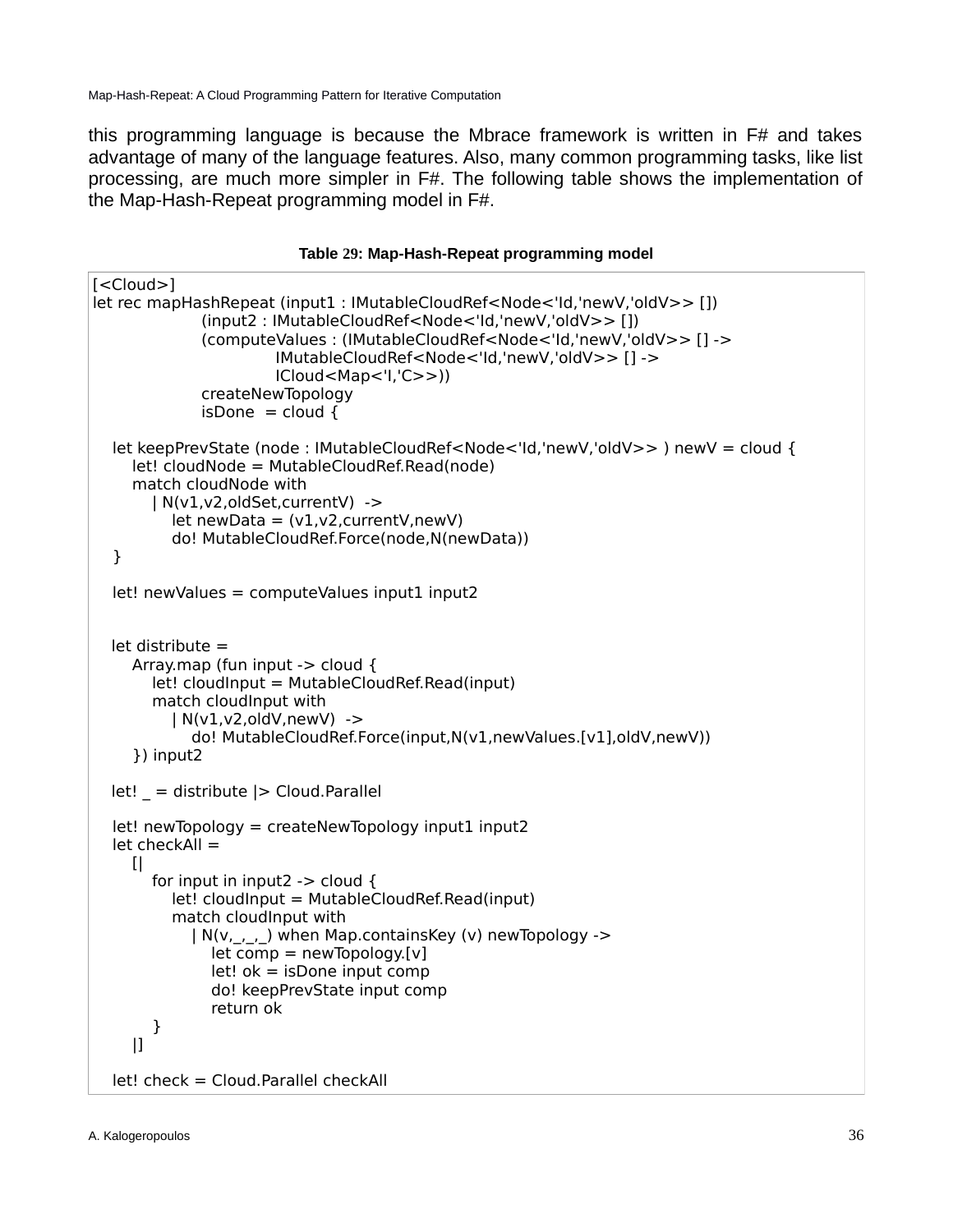this programming language is because the Mbrace framework is written in F# and takes advantage of many of the language features. Also, many common programming tasks, like list processing, are much more simpler in F#. The following table shows the implementation of the Map-Hash-Repeat programming model in F#.

**Table 29: Map-Hash-Repeat programming model**

```
[<Cloud>]
let rec mapHashRepeat (input1 : IMutableCloudRef<Node<'Id,'newV,'oldV>> [])
                (input2 : IMutableCloudRef<Node<'Id,'newV,'oldV>> [])
                (computeValues : (IMutableCloudRef<Node<'Id,'newV,'oldV>> [] ->
                            IMutableCloudRef<Node<'Id,'newV,'oldV>> [] ->
                            ICloud<Map<'I,'C>>))
                createNewTopology
                isDone  = cloud {

    let keepPrevState (node : IMutableCloudRef<Node<'Id,'newV,'oldV>> ) newV = cloud {
        let! cloudNode = MutableCloudRef.Read(node)
        match cloudNode with
            | N(v1,v2,oldSet,currentV)  ->
                let newData = (v1,v2,currentV,newV)
                do! MutableCloudRef.Force(node,N(newData))
    }

    let! newValues = computeValues input1 input2


    let distribute =
        Array.map (fun input -> cloud {
            let! cloudInput = MutableCloudRef.Read(input)
            match cloudInput with
                | N(v1,v2,oldV,newV)  ->
                    do! MutableCloudRef.Force(input,N(v1,newValues.[v1],oldV,newV))
        }) input2

    let! _ = distribute |> Cloud.Parallel

    let! newTopology = createNewTopology input1 input2
    let checkAll =
        [|
            for input in input2 -> cloud {
                let! cloudInput = MutableCloudRef.Read(input)
                match cloudInput with
                    | N(v,_,_,_) when Map.containsKey (v) newTopology ->
                        let comp = newTopology.[v]
                        let! ok = isDone input comp
                        do! keepPrevState input comp
                        return ok
            }
        |]

    let! check = Cloud.Parallel checkAll
```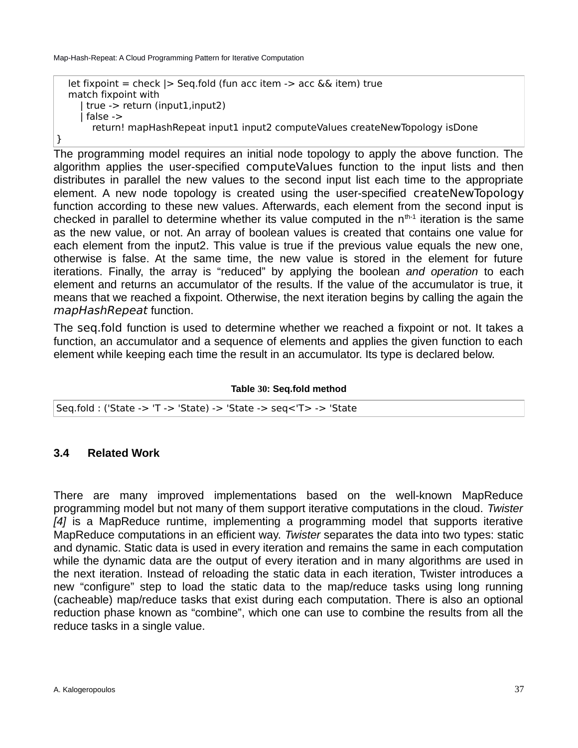```
    let fixpoint = check |> Seq.fold (fun acc item -> acc && item) true
    match fixpoint with
        | true -> return (input1,input2)
        | false ->
            return! mapHashRepeat input1 input2 computeValues createNewTopology isDone
}
```

The programming model requires an initial node topology to apply the above function. The algorithm applies the user-specified computeValues function to the input lists and then distributes in parallel the new values to the second input list each time to the appropriate element. A new node topology is created using the user-specified createNewTopology function according to these new values. Afterwards, each element from the second input is checked in parallel to determine whether its value computed in the $n^{th-1}$ iteration is the same as the new value, or not. An array of boolean values is created that contains one value for each element from the input2. This value is true if the previous value equals the new one, otherwise is false. At the same time, the new value is stored in the element for future iterations. Finally, the array is "reduced" by applying the boolean *and operation* to each element and returns an accumulator of the results. If the value of the accumulator is true, it means that we reached a fixpoint. Otherwise, the next iteration begins by calling the again the *mapHashRepeat* function.

The seq.fold function is used to determine whether we reached a fixpoint or not. It takes a function, an accumulator and a sequence of elements and applies the given function to each element while keeping each time the result in an accumulator. Its type is declared below.

**Table 30: Seq.fold method**

```
Seq.fold : ('State -> 'T -> 'State) -> 'State -> seq<'T> -> 'State
```

### 3.4 Related Work

There are many improved implementations based on the well-known MapReduce programming model but not many of them support iterative computations in the cloud. *Twister [4]* is a MapReduce runtime, implementing a programming model that supports iterative MapReduce computations in an efficient way. *Twister* separates the data into two types: static and dynamic. Static data is used in every iteration and remains the same in each computation while the dynamic data are the output of every iteration and in many algorithms are used in the next iteration. Instead of reloading the static data in each iteration, Twister introduces a new "configure" step to load the static data to the map/reduce tasks using long running (cacheable) map/reduce tasks that exist during each computation. There is also an optional reduction phase known as "combine", which one can use to combine the results from all the reduce tasks in a single value.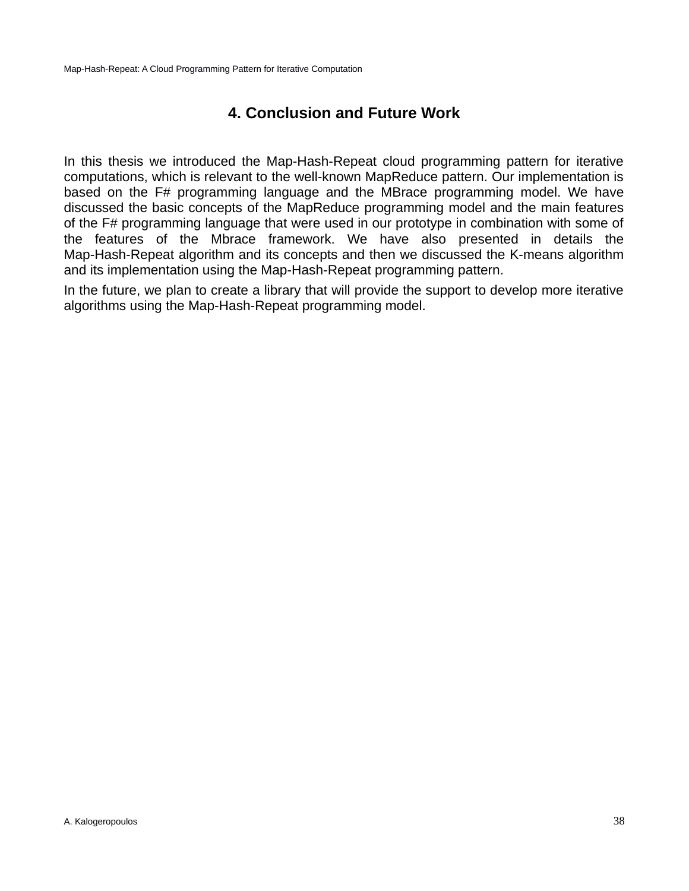# 4. Conclusion and Future Work

In this thesis we introduced the Map-Hash-Repeat cloud programming pattern for iterative computations, which is relevant to the well-known MapReduce pattern. Our implementation is based on the F# programming language and the MBrace programming model. We have discussed the basic concepts of the MapReduce programming model and the main features of the F# programming language that were used in our prototype in combination with some of the features of the Mbrace framework. We have also presented in details the Map-Hash-Repeat algorithm and its concepts and then we discussed the K-means algorithm and its implementation using the Map-Hash-Repeat programming pattern.

In the future, we plan to create a library that will provide the support to develop more iterative algorithms using the Map-Hash-Repeat programming model.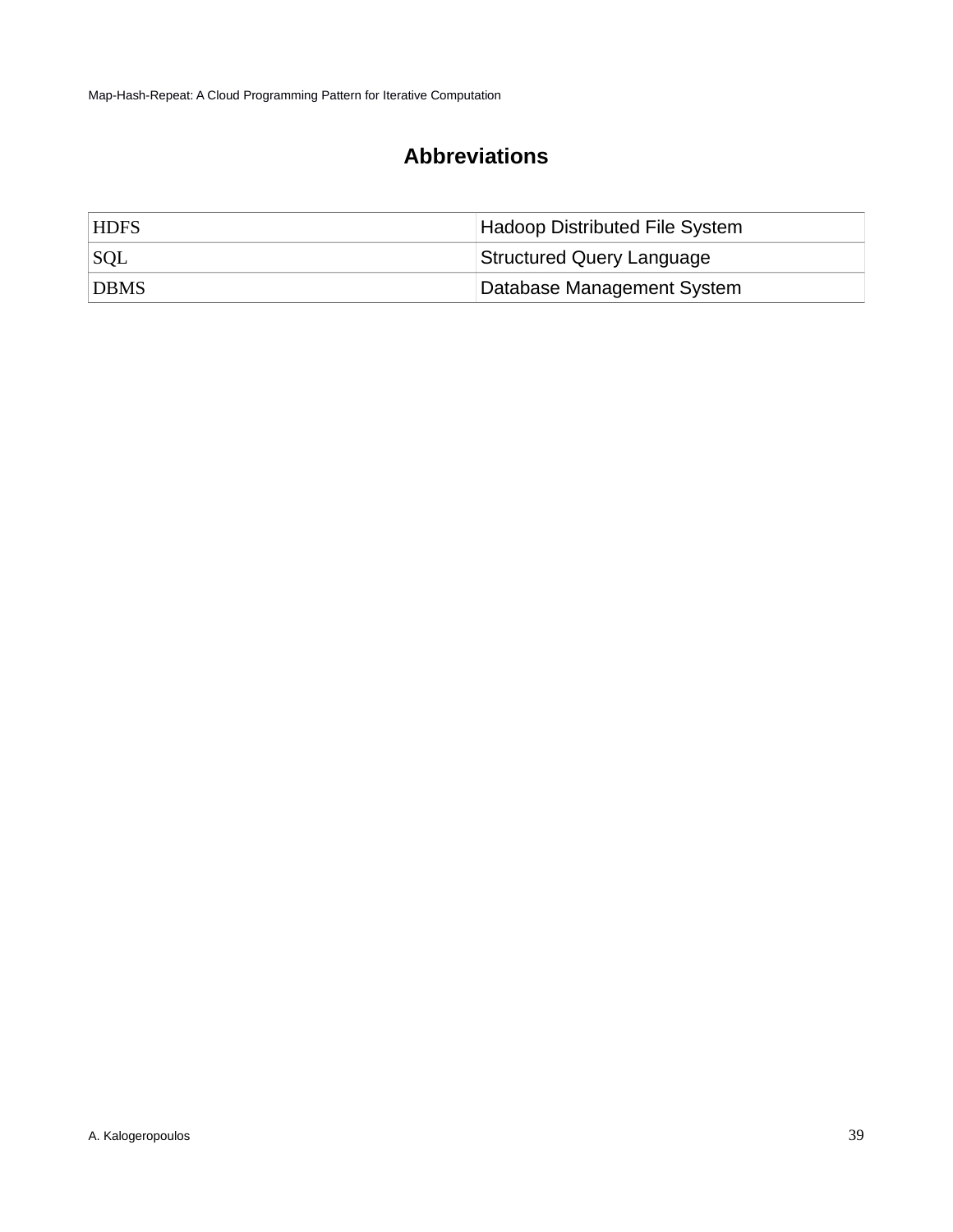# Abbreviations

| | |
|---|---|
| HDFS | Hadoop Distributed File System |
| SQL | Structured Query Language |
| DBMS | Database Management System |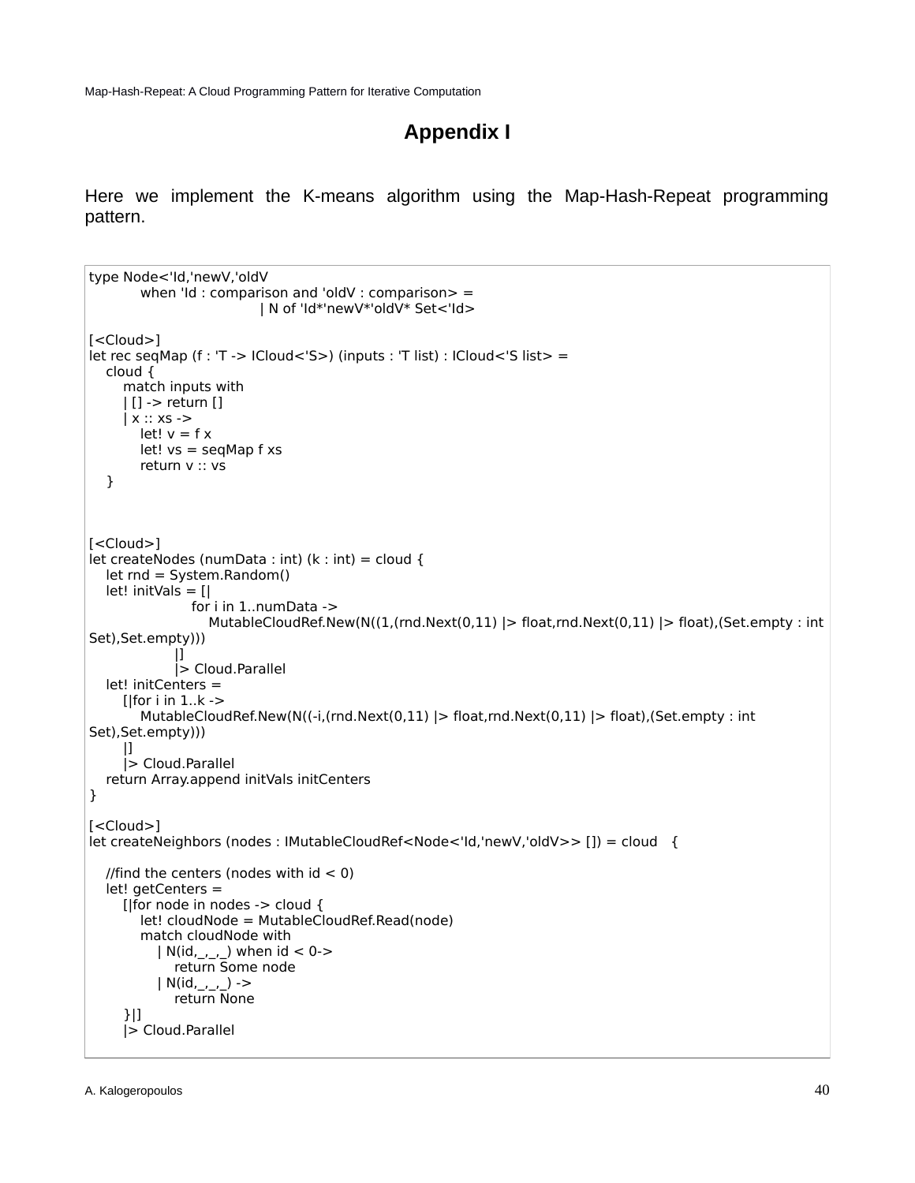# Appendix I

Here we implement the K-means algorithm using the Map-Hash-Repeat programming pattern.

```
type Node<'Id,'newV,'oldV
        when 'Id : comparison and 'oldV : comparison> =
                            | N of 'Id*'newV*'oldV* Set<'Id>

[<Cloud>]
let rec seqMap (f : 'T -> ICloud<'S>) (inputs : 'T list) : ICloud<'S list> =
    cloud {
        match inputs with
        | [] -> return []
        | x :: xs ->
            let! v = f x
            let! vs = seqMap f xs
            return v :: vs
    }



[<Cloud>]
let createNodes (numData : int) (k : int) = cloud {
    let rnd = System.Random()
    let! initVals = [|
                    for i in 1..numData ->
                        MutableCloudRef.New(N((1,(rnd.Next(0,11) |> float,rnd.Next(0,11) |> float),(Set.empty : int
Set),Set.empty)))
                |]
                |> Cloud.Parallel
    let! initCenters =
        [|for i in 1..k ->
            MutableCloudRef.New(N((-i,(rnd.Next(0,11) |> float,rnd.Next(0,11) |> float),(Set.empty : int
Set),Set.empty)))
        |]
        |> Cloud.Parallel
    return Array.append initVals initCenters
}

[<Cloud>]
let createNeighbors (nodes : IMutableCloudRef<Node<'Id,'newV,'oldV>> []) = cloud   {

    //find the centers (nodes with id < 0)
    let! getCenters =
        [|for node in nodes -> cloud {
            let! cloudNode = MutableCloudRef.Read(node)
            match cloudNode with
                | N(id,_,_,_) when id < 0->
                    return Some node
                | N(id,_,_,_) ->
                    return None
        }|]
        |> Cloud.Parallel
```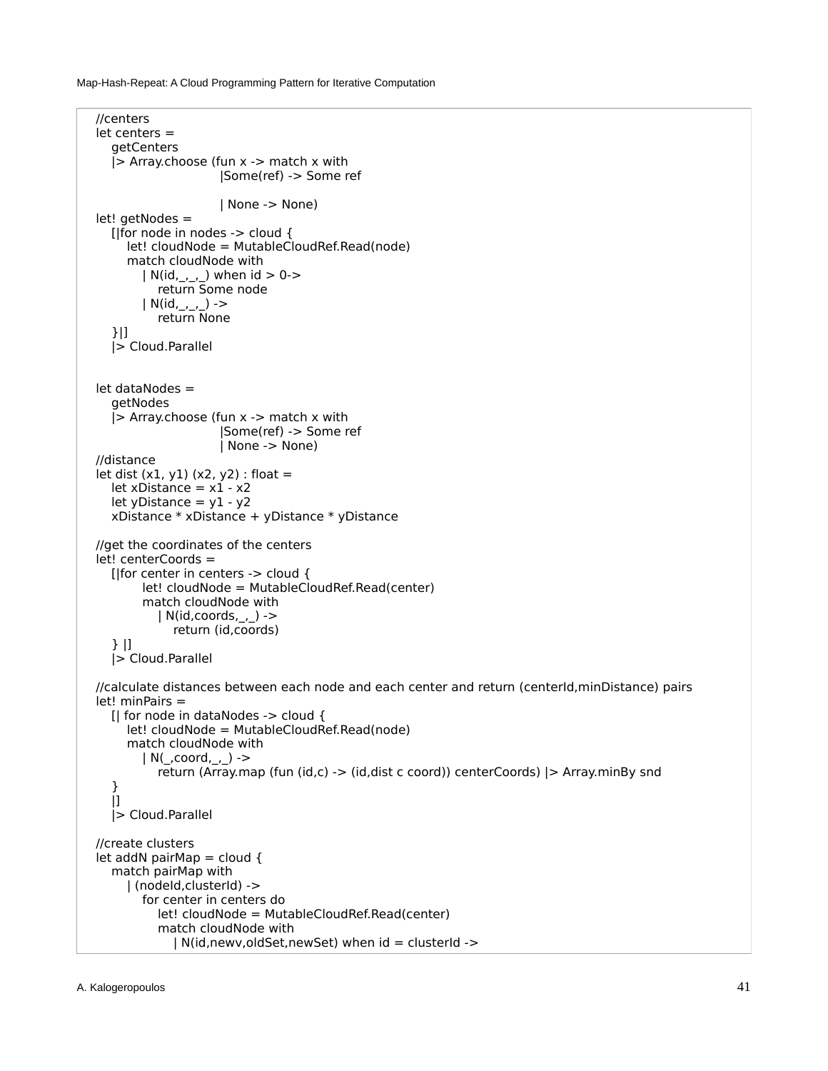```
//centers
let centers =
    getCenters
    |> Array.choose (fun x -> match x with
                            |Some(ref) -> Some ref

                            | None -> None)
let! getNodes =
    [|for node in nodes -> cloud {
        let! cloudNode = MutableCloudRef.Read(node)
        match cloudNode with
            | N(id,_,_,_) when id > 0->
                return Some node
            | N(id,_,_,_) ->
                return None
    }|]
    |> Cloud.Parallel


let dataNodes =
    getNodes
    |> Array.choose (fun x -> match x with
                            |Some(ref) -> Some ref
                            | None -> None)
//distance
let dist (x1, y1) (x2, y2) : float =
    let xDistance = x1 - x2
    let yDistance = y1 - y2
    xDistance * xDistance + yDistance * yDistance

//get the coordinates of the centers
let! centerCoords =
    [|for center in centers -> cloud {
            let! cloudNode = MutableCloudRef.Read(center)
            match cloudNode with
                | N(id,coords,_,_) ->
                    return (id,coords)
    } |]
    |> Cloud.Parallel

//calculate distances between each node and each center and return (centerId,minDistance) pairs
let! minPairs =
    [| for node in dataNodes -> cloud {
        let! cloudNode = MutableCloudRef.Read(node)
        match cloudNode with
            | N(_,coord,_,_) ->
                return (Array.map (fun (id,c) -> (id,dist c coord)) centerCoords) |> Array.minBy snd
    }
    |]
    |> Cloud.Parallel

//create clusters
let addN pairMap = cloud {
    match pairMap with
        | (nodeId,clusterId) ->
            for center in centers do
                let! cloudNode = MutableCloudRef.Read(center)
                match cloudNode with
                    | N(id,newv,oldSet,newSet) when id = clusterId ->
```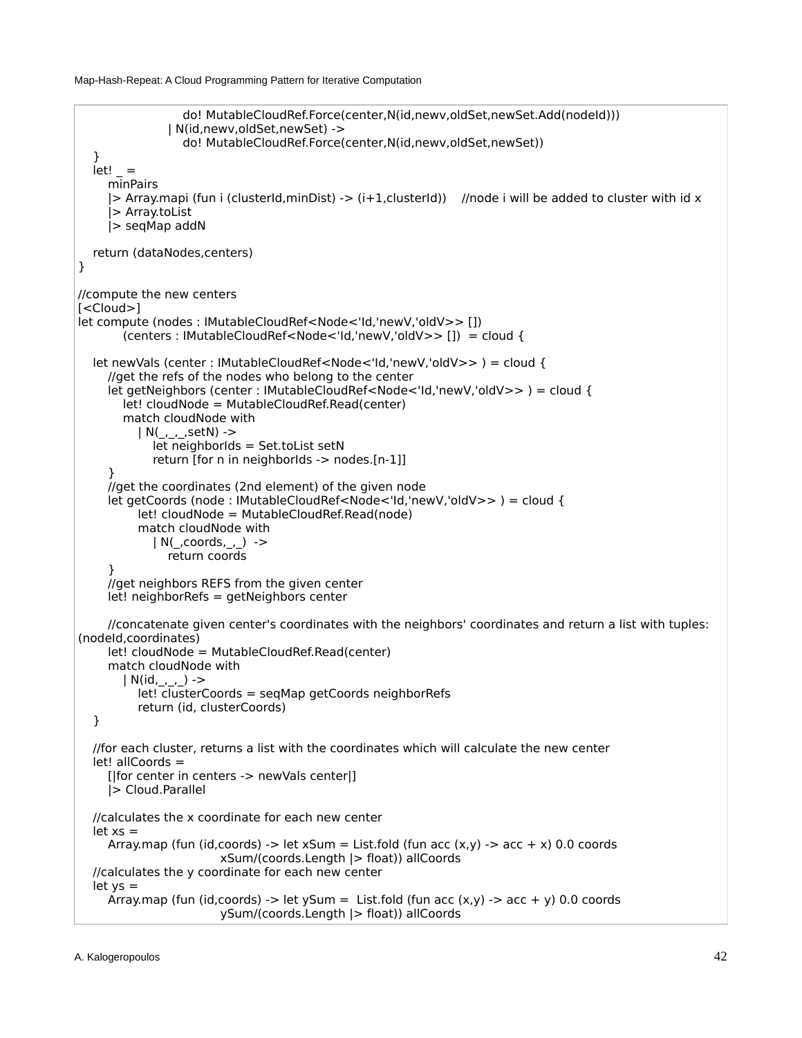```
                    do! MutableCloudRef.Force(center,N(id,newv,oldSet,newSet.Add(nodeId)))
                  | N(id,newv,oldSet,newSet) ->
                    do! MutableCloudRef.Force(center,N(id,newv,oldSet,newSet))
    }
    let! _ =
        minPairs
        |> Array.mapi (fun i (clusterId,minDist) -> (i+1,clusterId))    //node i will be added to cluster with id x
        |> Array.toList
        |> seqMap addN

    return (dataNodes,centers)
}

//compute the new centers
[<Cloud>]
let compute (nodes : IMutableCloudRef<Node<'Id,'newV,'oldV>> [])
          (centers : IMutableCloudRef<Node<'Id,'newV,'oldV>> [])  = cloud {

    let newVals (center : IMutableCloudRef<Node<'Id,'newV,'oldV>> ) = cloud {
        //get the refs of the nodes who belong to the center
        let getNeighbors (center : IMutableCloudRef<Node<'Id,'newV,'oldV>> ) = cloud {
            let! cloudNode = MutableCloudRef.Read(center)
            match cloudNode with
                | N(_,_,_,setN) ->
                    let neighborIds = Set.toList setN
                    return [for n in neighborIds -> nodes.[n-1]]
        }
        //get the coordinates (2nd element) of the given node
        let getCoords (node : IMutableCloudRef<Node<'Id,'newV,'oldV>> ) = cloud {
                let! cloudNode = MutableCloudRef.Read(node)
                match cloudNode with
                    | N(_,coords,_,_)  ->
                        return coords
        }
        //get neighbors REFS from the given center
        let! neighborRefs = getNeighbors center

        //concatenate given center's coordinates with the neighbors' coordinates and return a list with tuples: 
(nodeId,coordinates)
        let! cloudNode = MutableCloudRef.Read(center)
        match cloudNode with
            | N(id,_,_,_) ->
                let! clusterCoords = seqMap getCoords neighborRefs
                return (id, clusterCoords)
    }

    //for each cluster, returns a list with the coordinates which will calculate the new center
    let! allCoords =
        [|for center in centers -> newVals center|]
        |> Cloud.Parallel

    //calculates the x coordinate for each new center
    let xs =
        Array.map (fun (id,coords) -> let xSum = List.fold (fun acc (x,y) -> acc + x) 0.0 coords
                                xSum/(coords.Length |> float)) allCoords
    //calculates the y coordinate for each new center
    let ys =
        Array.map (fun (id,coords) -> let ySum =  List.fold (fun acc (x,y) -> acc + y) 0.0 coords
                                ySum/(coords.Length |> float)) allCoords
```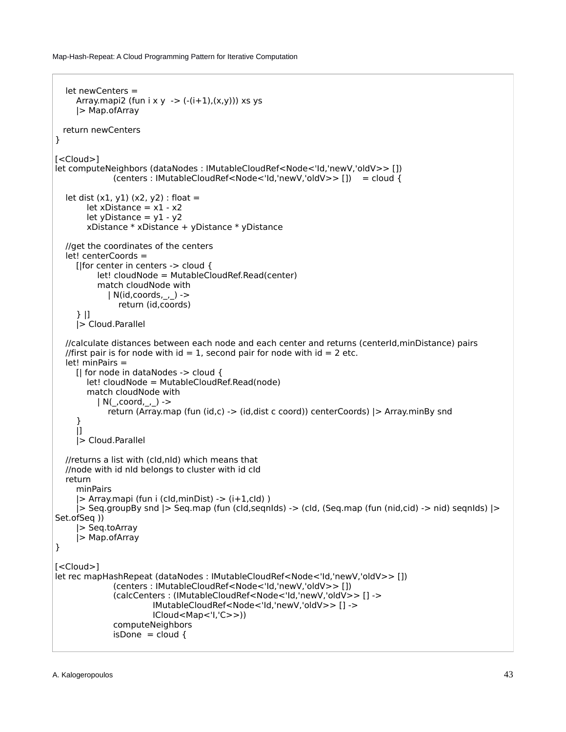```
    let newCenters =
        Array.mapi2 (fun i x y  -> (-(i+1),(x,y))) xs ys
        |> Map.ofArray

    return newCenters
}

[<Cloud>]
let computeNeighbors (dataNodes : IMutableCloudRef<Node<'Id,'newV,'oldV>> [])
                     (centers : IMutableCloudRef<Node<'Id,'newV,'oldV>> [])    = cloud {

    let dist (x1, y1) (x2, y2) : float =
            let xDistance = x1 - x2
            let yDistance = y1 - y2
            xDistance * xDistance + yDistance * yDistance

    //get the coordinates of the centers
    let! centerCoords =
        [|for center in centers -> cloud {
                let! cloudNode = MutableCloudRef.Read(center)
                match cloudNode with
                    | N(id,coords,_,_) ->
                        return (id,coords)
        } |]
        |> Cloud.Parallel

    //calculate distances between each node and each center and returns (centerId,minDistance) pairs
    //first pair is for node with id = 1, second pair for node with id = 2 etc.
    let! minPairs =
        [| for node in dataNodes -> cloud {
            let! cloudNode = MutableCloudRef.Read(node)
            match cloudNode with
                | N(_,coord,_,_) ->
                    return (Array.map (fun (id,c) -> (id,dist c coord)) centerCoords) |> Array.minBy snd
        }
        |]
        |> Cloud.Parallel

    //returns a list with (cId,nId) which means that
    //node with id nId belongs to cluster with id cId
    return
        minPairs
        |> Array.mapi (fun i (cId,minDist) -> (i+1,cId) )
        |> Seq.groupBy snd |> Seq.map (fun (cId,seqnIds) -> (cId, (Seq.map (fun (nid,cid) -> nid) seqnIds) |>
Set.ofSeq ))
        |> Seq.toArray
        |> Map.ofArray
}

[<Cloud>]
let rec mapHashRepeat (dataNodes : IMutableCloudRef<Node<'Id,'newV,'oldV>> [])
                      (centers : IMutableCloudRef<Node<'Id,'newV,'oldV>> [])
                      (calcCenters : (IMutableCloudRef<Node<'Id,'newV,'oldV>> [] ->
                                    IMutableCloudRef<Node<'Id,'newV,'oldV>> [] ->
                                    ICloud<Map<'I,'C>>))
                      computeNeighbors
                      isDone  = cloud {
```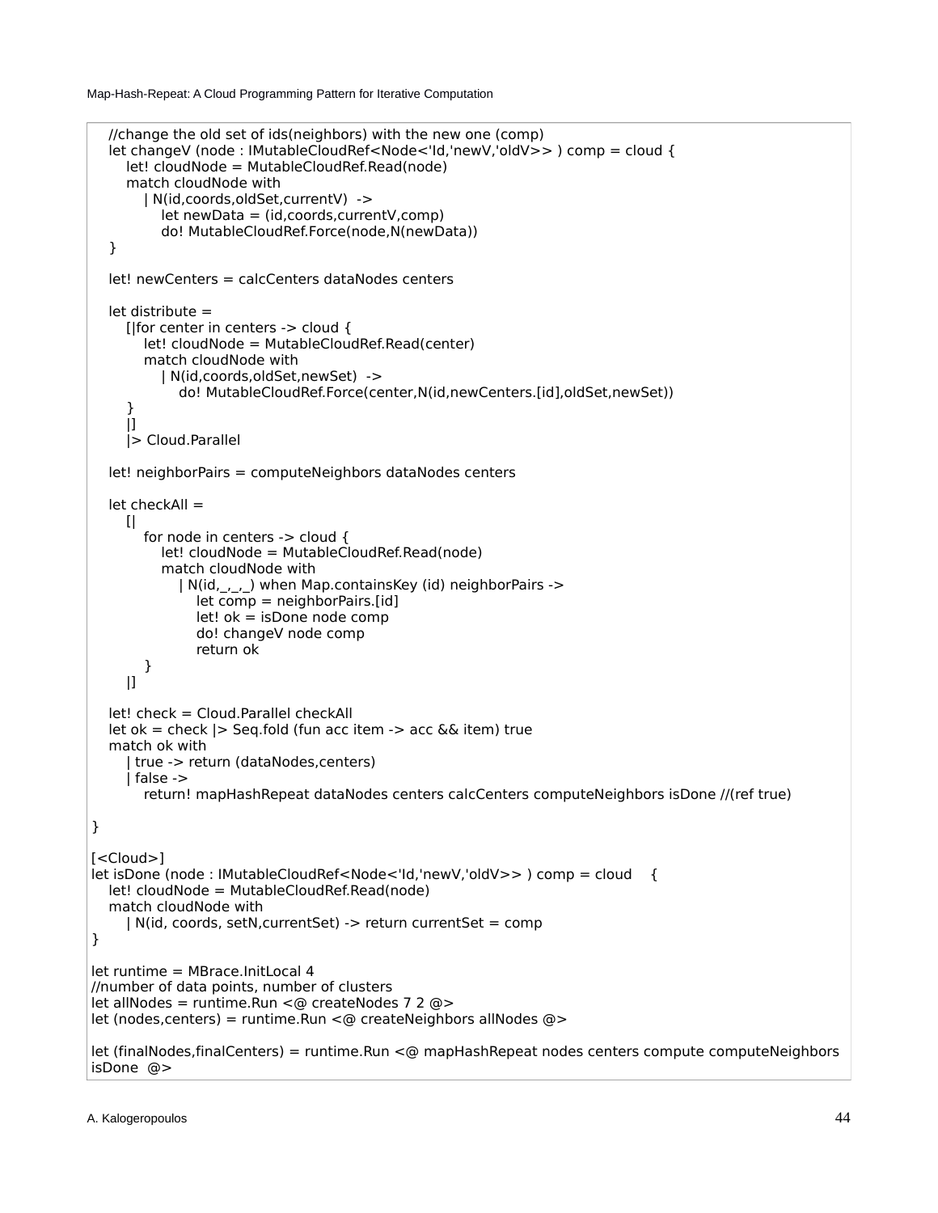```
    //change the old set of ids(neighbors) with the new one (comp)
    let changeV (node : IMutableCloudRef<Node<'Id,'newV,'oldV>> ) comp = cloud {
        let! cloudNode = MutableCloudRef.Read(node)
        match cloudNode with
            | N(id,coords,oldSet,currentV)  ->
                let newData = (id,coords,currentV,comp)
                do! MutableCloudRef.Force(node,N(newData))
    }

    let! newCenters = calcCenters dataNodes centers

    let distribute =
        [|for center in centers -> cloud {
            let! cloudNode = MutableCloudRef.Read(center)
            match cloudNode with
                | N(id,coords,oldSet,newSet)  ->
                    do! MutableCloudRef.Force(center,N(id,newCenters.[id],oldSet,newSet))
        }
        |]
        |> Cloud.Parallel

    let! neighborPairs = computeNeighbors dataNodes centers

    let checkAll =
        [|
            for node in centers -> cloud {
                let! cloudNode = MutableCloudRef.Read(node)
                match cloudNode with
                    | N(id,_,_,_) when Map.containsKey (id) neighborPairs ->
                        let comp = neighborPairs.[id]
                        let! ok = isDone node comp
                        do! changeV node comp
                        return ok
            }
        |]

    let! check = Cloud.Parallel checkAll
    let ok = check |> Seq.fold (fun acc item -> acc && item) true
    match ok with
        | true -> return (dataNodes,centers)
        | false ->
            return! mapHashRepeat dataNodes centers calcCenters computeNeighbors isDone //(ref true)

}

[<Cloud>]
let isDone (node : IMutableCloudRef<Node<'Id,'newV,'oldV>> ) comp = cloud    {
    let! cloudNode = MutableCloudRef.Read(node)
    match cloudNode with
        | N(id, coords, setN,currentSet) -> return currentSet = comp
}

let runtime = MBrace.InitLocal 4
//number of data points, number of clusters
let allNodes = runtime.Run <@ createNodes 7 2 @>
let (nodes,centers) = runtime.Run <@ createNeighbors allNodes @>

let (finalNodes,finalCenters) = runtime.Run <@ mapHashRepeat nodes centers compute computeNeighbors
isDone  @>
```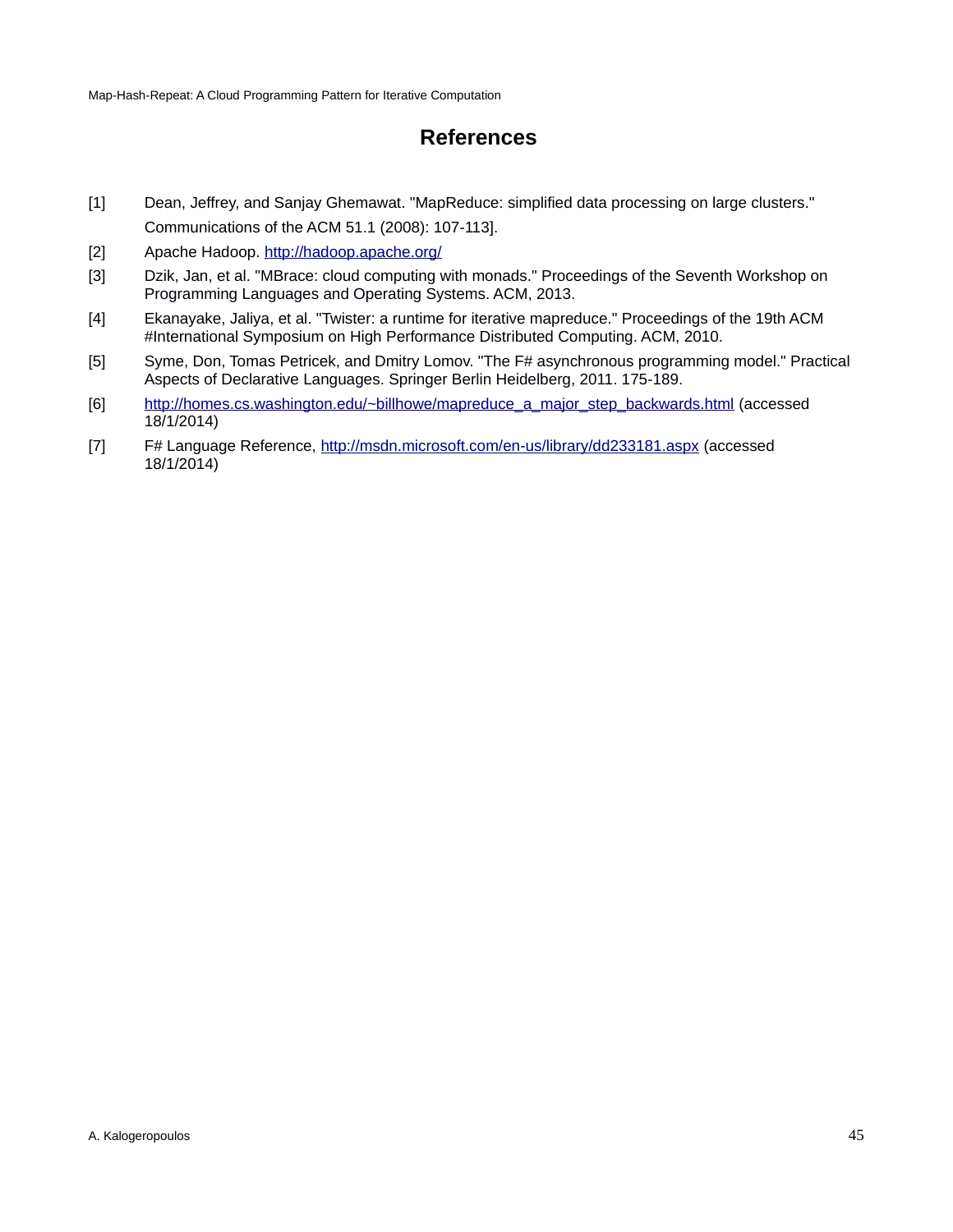# References

[1] Dean, Jeffrey, and Sanjay Ghemawat. "MapReduce: simplified data processing on large clusters." Communications of the ACM 51.1 (2008): 107-113].

[2] Apache Hadoop. http://hadoop.apache.org/

[3] Dzik, Jan, et al. "MBrace: cloud computing with monads." Proceedings of the Seventh Workshop on Programming Languages and Operating Systems. ACM, 2013.

[4] Ekanayake, Jaliya, et al. "Twister: a runtime for iterative mapreduce." Proceedings of the 19th ACM #International Symposium on High Performance Distributed Computing. ACM, 2010.

[5] Syme, Don, Tomas Petricek, and Dmitry Lomov. "The F# asynchronous programming model." Practical Aspects of Declarative Languages. Springer Berlin Heidelberg, 2011. 175-189.

[6] http://homes.cs.washington.edu/~billhowe/mapreduce_a_major_step_backwards.html (accessed 18/1/2014)

[7] F# Language Reference, http://msdn.microsoft.com/en-us/library/dd233181.aspx (accessed 18/1/2014)